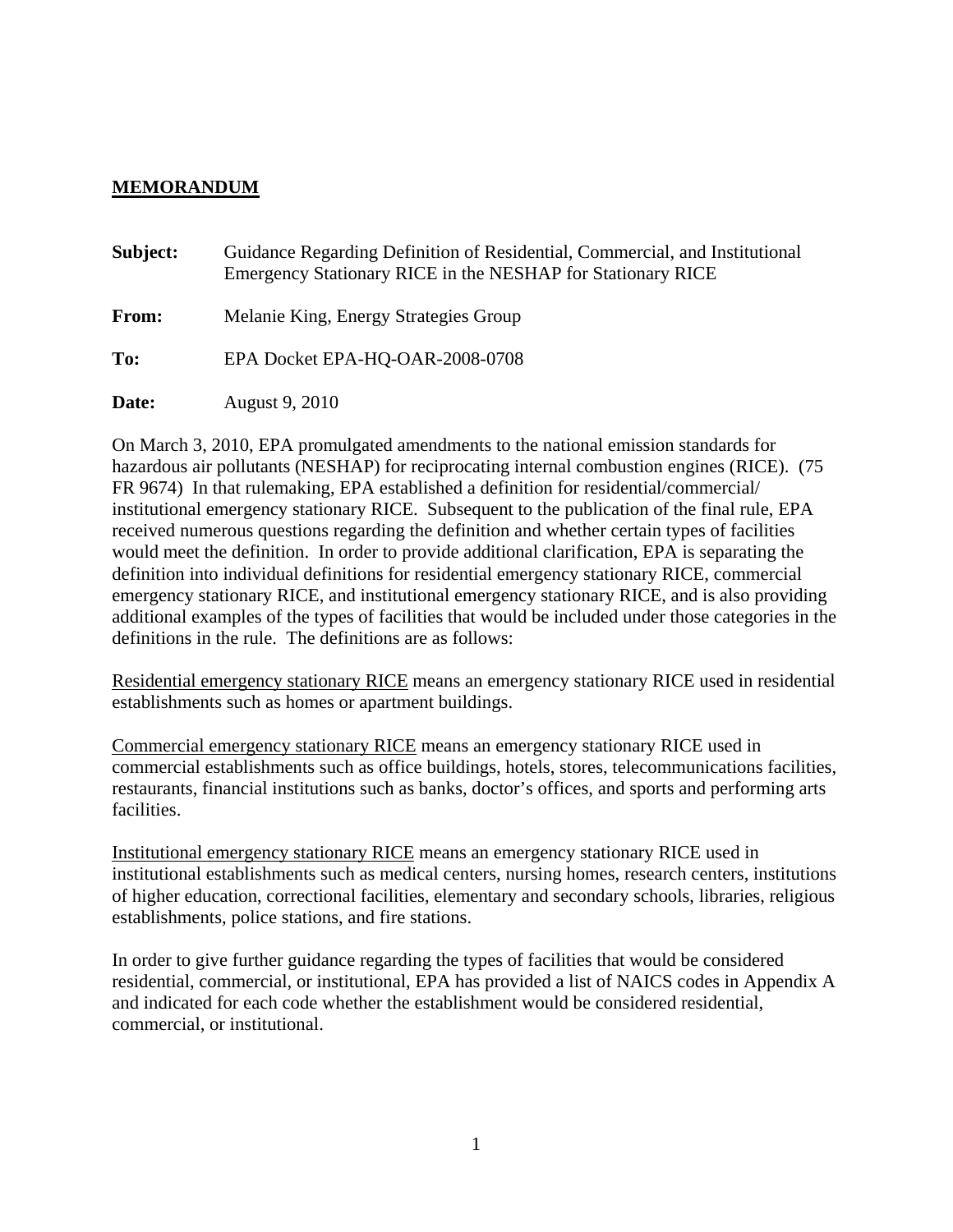## MEMORANDUM

**Subject:** Guidance Regarding Definition of Residential, Commercial, and Institutional Emergency Stationary RICE in the NESHAP for Stationary RICE

**From:** Melanie King, Energy Strategies Group

**To:** EPA Docket EPA-HQ-OAR-2008-0708

**Date:** August 9, 2010

On March 3, 2010, EPA promulgated amendments to the national emission standards for hazardous air pollutants (NESHAP) for reciprocating internal combustion engines (RICE). (75 FR 9674) In that rulemaking, EPA established a definition for residential/commercial/ institutional emergency stationary RICE. Subsequent to the publication of the final rule, EPA received numerous questions regarding the definition and whether certain types of facilities would meet the definition. In order to provide additional clarification, EPA is separating the definition into individual definitions for residential emergency stationary RICE, commercial emergency stationary RICE, and institutional emergency stationary RICE, and is also providing additional examples of the types of facilities that would be included under those categories in the definitions in the rule. The definitions are as follows:

<u>Residential emergency stationary RICE</u> means an emergency stationary RICE used in residential establishments such as homes or apartment buildings.

<u>Commercial emergency stationary RICE</u> means an emergency stationary RICE used in commercial establishments such as office buildings, hotels, stores, telecommunications facilities, restaurants, financial institutions such as banks, doctor's offices, and sports and performing arts facilities.

<u>Institutional emergency stationary RICE</u> means an emergency stationary RICE used in institutional establishments such as medical centers, nursing homes, research centers, institutions of higher education, correctional facilities, elementary and secondary schools, libraries, religious establishments, police stations, and fire stations.

In order to give further guidance regarding the types of facilities that would be considered residential, commercial, or institutional, EPA has provided a list of NAICS codes in Appendix A and indicated for each code whether the establishment would be considered residential, commercial, or institutional.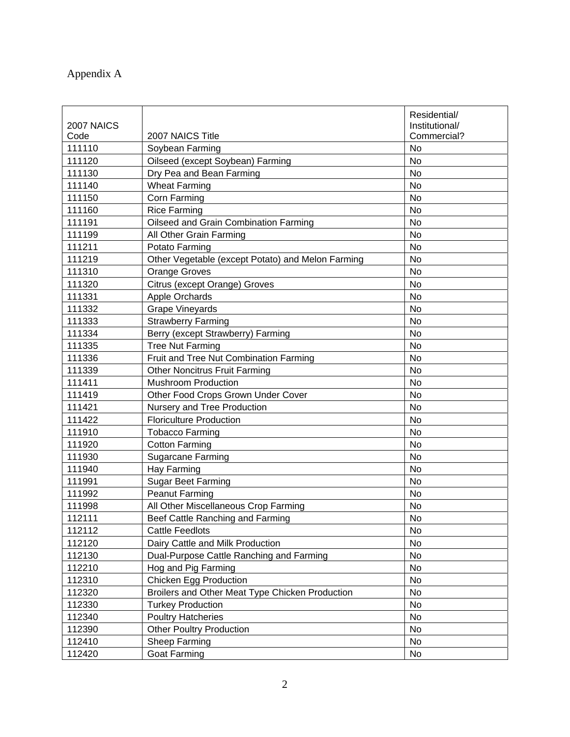Appendix A

| 2007 NAICS Code | 2007 NAICS Title | Residential/ Institutional/ Commercial? |
| --- | --- | --- |
| 111110 | Soybean Farming | No |
| 111120 | Oilseed (except Soybean) Farming | No |
| 111130 | Dry Pea and Bean Farming | No |
| 111140 | Wheat Farming | No |
| 111150 | Corn Farming | No |
| 111160 | Rice Farming | No |
| 111191 | Oilseed and Grain Combination Farming | No |
| 111199 | All Other Grain Farming | No |
| 111211 | Potato Farming | No |
| 111219 | Other Vegetable (except Potato) and Melon Farming | No |
| 111310 | Orange Groves | No |
| 111320 | Citrus (except Orange) Groves | No |
| 111331 | Apple Orchards | No |
| 111332 | Grape Vineyards | No |
| 111333 | Strawberry Farming | No |
| 111334 | Berry (except Strawberry) Farming | No |
| 111335 | Tree Nut Farming | No |
| 111336 | Fruit and Tree Nut Combination Farming | No |
| 111339 | Other Noncitrus Fruit Farming | No |
| 111411 | Mushroom Production | No |
| 111419 | Other Food Crops Grown Under Cover | No |
| 111421 | Nursery and Tree Production | No |
| 111422 | Floriculture Production | No |
| 111910 | Tobacco Farming | No |
| 111920 | Cotton Farming | No |
| 111930 | Sugarcane Farming | No |
| 111940 | Hay Farming | No |
| 111991 | Sugar Beet Farming | No |
| 111992 | Peanut Farming | No |
| 111998 | All Other Miscellaneous Crop Farming | No |
| 112111 | Beef Cattle Ranching and Farming | No |
| 112112 | Cattle Feedlots | No |
| 112120 | Dairy Cattle and Milk Production | No |
| 112130 | Dual-Purpose Cattle Ranching and Farming | No |
| 112210 | Hog and Pig Farming | No |
| 112310 | Chicken Egg Production | No |
| 112320 | Broilers and Other Meat Type Chicken Production | No |
| 112330 | Turkey Production | No |
| 112340 | Poultry Hatcheries | No |
| 112390 | Other Poultry Production | No |
| 112410 | Sheep Farming | No |
| 112420 | Goat Farming | No |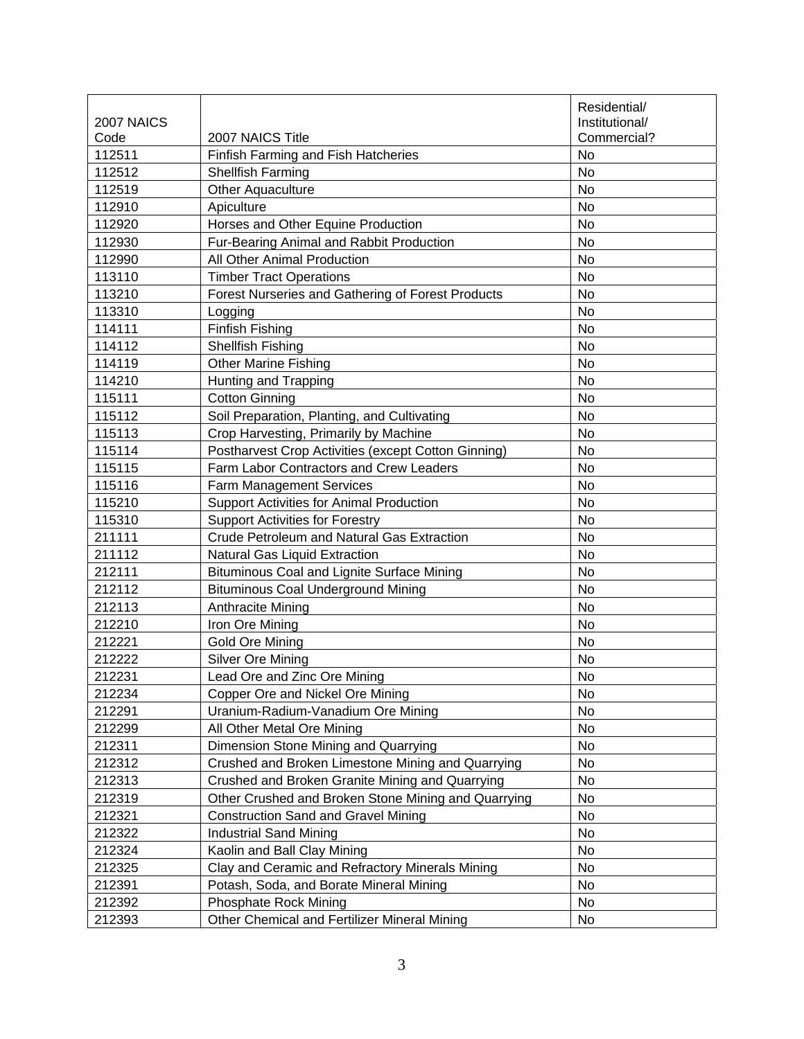| 2007 NAICS Code | 2007 NAICS Title | Residential/ Institutional/ Commercial? |
|---|---|---|
| 112511 | Finfish Farming and Fish Hatcheries | No |
| 112512 | Shellfish Farming | No |
| 112519 | Other Aquaculture | No |
| 112910 | Apiculture | No |
| 112920 | Horses and Other Equine Production | No |
| 112930 | Fur-Bearing Animal and Rabbit Production | No |
| 112990 | All Other Animal Production | No |
| 113110 | Timber Tract Operations | No |
| 113210 | Forest Nurseries and Gathering of Forest Products | No |
| 113310 | Logging | No |
| 114111 | Finfish Fishing | No |
| 114112 | Shellfish Fishing | No |
| 114119 | Other Marine Fishing | No |
| 114210 | Hunting and Trapping | No |
| 115111 | Cotton Ginning | No |
| 115112 | Soil Preparation, Planting, and Cultivating | No |
| 115113 | Crop Harvesting, Primarily by Machine | No |
| 115114 | Postharvest Crop Activities (except Cotton Ginning) | No |
| 115115 | Farm Labor Contractors and Crew Leaders | No |
| 115116 | Farm Management Services | No |
| 115210 | Support Activities for Animal Production | No |
| 115310 | Support Activities for Forestry | No |
| 211111 | Crude Petroleum and Natural Gas Extraction | No |
| 211112 | Natural Gas Liquid Extraction | No |
| 212111 | Bituminous Coal and Lignite Surface Mining | No |
| 212112 | Bituminous Coal Underground Mining | No |
| 212113 | Anthracite Mining | No |
| 212210 | Iron Ore Mining | No |
| 212221 | Gold Ore Mining | No |
| 212222 | Silver Ore Mining | No |
| 212231 | Lead Ore and Zinc Ore Mining | No |
| 212234 | Copper Ore and Nickel Ore Mining | No |
| 212291 | Uranium-Radium-Vanadium Ore Mining | No |
| 212299 | All Other Metal Ore Mining | No |
| 212311 | Dimension Stone Mining and Quarrying | No |
| 212312 | Crushed and Broken Limestone Mining and Quarrying | No |
| 212313 | Crushed and Broken Granite Mining and Quarrying | No |
| 212319 | Other Crushed and Broken Stone Mining and Quarrying | No |
| 212321 | Construction Sand and Gravel Mining | No |
| 212322 | Industrial Sand Mining | No |
| 212324 | Kaolin and Ball Clay Mining | No |
| 212325 | Clay and Ceramic and Refractory Minerals Mining | No |
| 212391 | Potash, Soda, and Borate Mineral Mining | No |
| 212392 | Phosphate Rock Mining | No |
| 212393 | Other Chemical and Fertilizer Mineral Mining | No |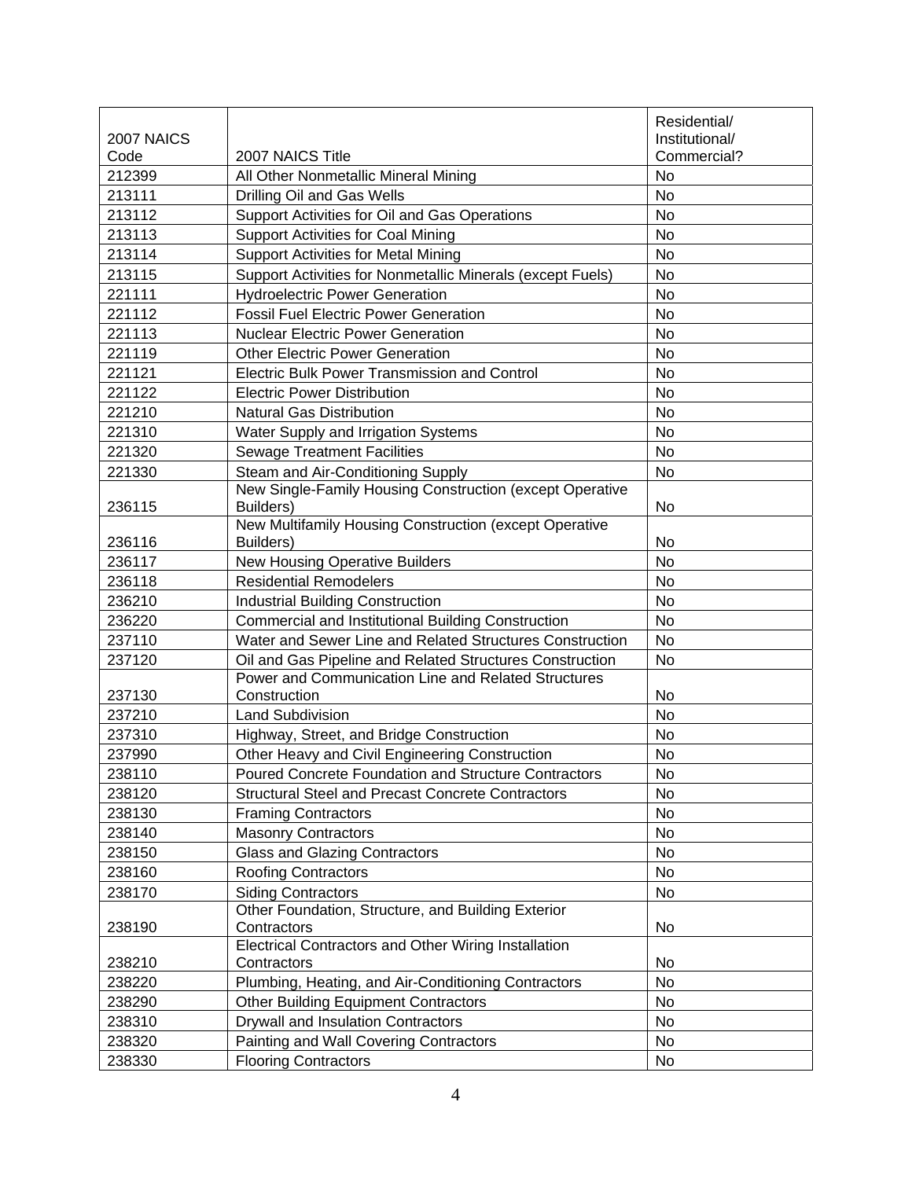| 2007 NAICS Code | 2007 NAICS Title | Residential/ Institutional/ Commercial? |
|---|---|---|
| 212399 | All Other Nonmetallic Mineral Mining | No |
| 213111 | Drilling Oil and Gas Wells | No |
| 213112 | Support Activities for Oil and Gas Operations | No |
| 213113 | Support Activities for Coal Mining | No |
| 213114 | Support Activities for Metal Mining | No |
| 213115 | Support Activities for Nonmetallic Minerals (except Fuels) | No |
| 221111 | Hydroelectric Power Generation | No |
| 221112 | Fossil Fuel Electric Power Generation | No |
| 221113 | Nuclear Electric Power Generation | No |
| 221119 | Other Electric Power Generation | No |
| 221121 | Electric Bulk Power Transmission and Control | No |
| 221122 | Electric Power Distribution | No |
| 221210 | Natural Gas Distribution | No |
| 221310 | Water Supply and Irrigation Systems | No |
| 221320 | Sewage Treatment Facilities | No |
| 221330 | Steam and Air-Conditioning Supply | No |
| 236115 | New Single-Family Housing Construction (except Operative Builders) | No |
| 236116 | New Multifamily Housing Construction (except Operative Builders) | No |
| 236117 | New Housing Operative Builders | No |
| 236118 | Residential Remodelers | No |
| 236210 | Industrial Building Construction | No |
| 236220 | Commercial and Institutional Building Construction | No |
| 237110 | Water and Sewer Line and Related Structures Construction | No |
| 237120 | Oil and Gas Pipeline and Related Structures Construction | No |
| 237130 | Power and Communication Line and Related Structures Construction | No |
| 237210 | Land Subdivision | No |
| 237310 | Highway, Street, and Bridge Construction | No |
| 237990 | Other Heavy and Civil Engineering Construction | No |
| 238110 | Poured Concrete Foundation and Structure Contractors | No |
| 238120 | Structural Steel and Precast Concrete Contractors | No |
| 238130 | Framing Contractors | No |
| 238140 | Masonry Contractors | No |
| 238150 | Glass and Glazing Contractors | No |
| 238160 | Roofing Contractors | No |
| 238170 | Siding Contractors | No |
| 238190 | Other Foundation, Structure, and Building Exterior Contractors | No |
| 238210 | Electrical Contractors and Other Wiring Installation Contractors | No |
| 238220 | Plumbing, Heating, and Air-Conditioning Contractors | No |
| 238290 | Other Building Equipment Contractors | No |
| 238310 | Drywall and Insulation Contractors | No |
| 238320 | Painting and Wall Covering Contractors | No |
| 238330 | Flooring Contractors | No |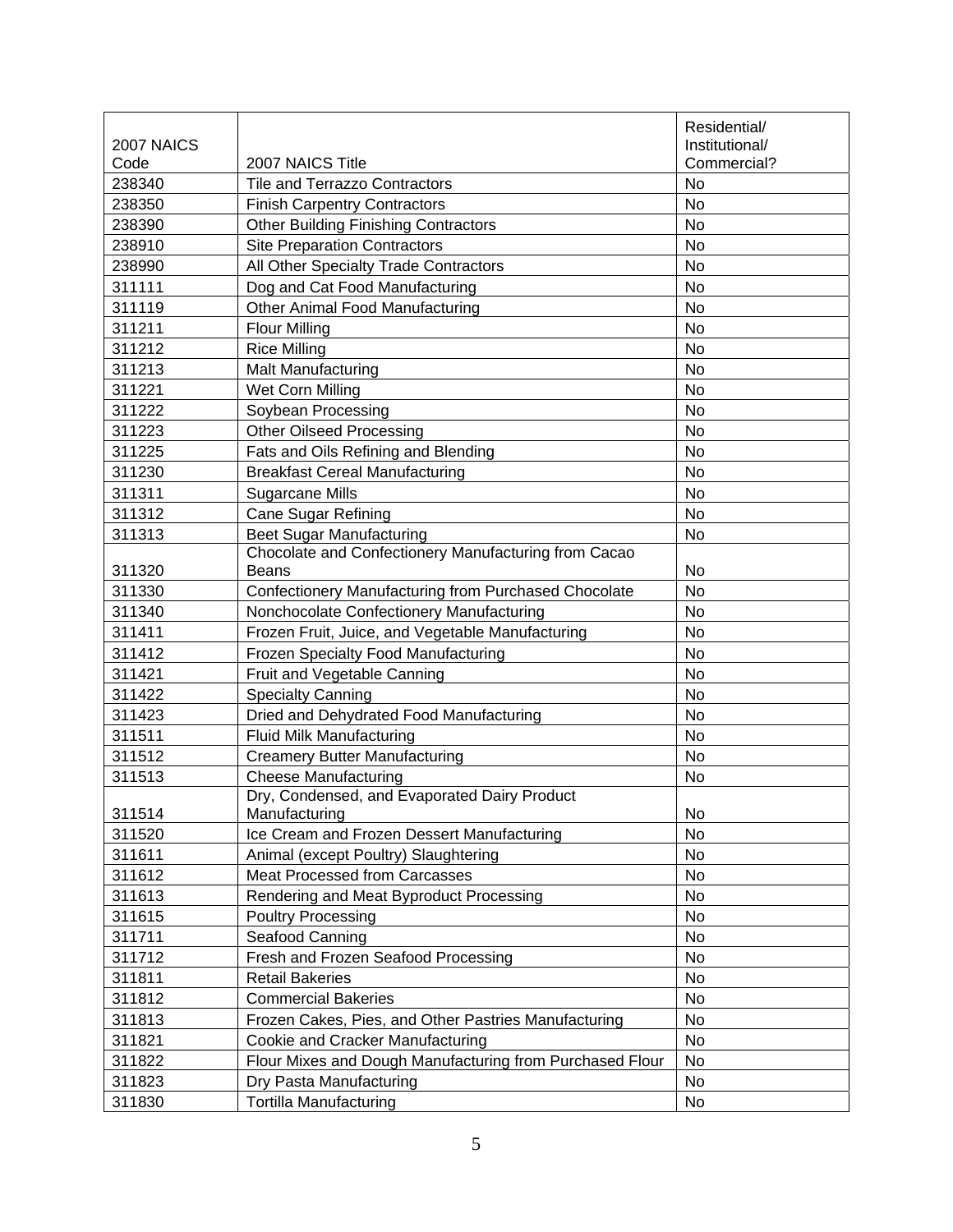| 2007 NAICS Code | 2007 NAICS Title | Residential/ Institutional/ Commercial? |
|---|---|---|
| 238340 | Tile and Terrazzo Contractors | No |
| 238350 | Finish Carpentry Contractors | No |
| 238390 | Other Building Finishing Contractors | No |
| 238910 | Site Preparation Contractors | No |
| 238990 | All Other Specialty Trade Contractors | No |
| 311111 | Dog and Cat Food Manufacturing | No |
| 311119 | Other Animal Food Manufacturing | No |
| 311211 | Flour Milling | No |
| 311212 | Rice Milling | No |
| 311213 | Malt Manufacturing | No |
| 311221 | Wet Corn Milling | No |
| 311222 | Soybean Processing | No |
| 311223 | Other Oilseed Processing | No |
| 311225 | Fats and Oils Refining and Blending | No |
| 311230 | Breakfast Cereal Manufacturing | No |
| 311311 | Sugarcane Mills | No |
| 311312 | Cane Sugar Refining | No |
| 311313 | Beet Sugar Manufacturing | No |
| 311320 | Chocolate and Confectionery Manufacturing from Cacao Beans | No |
| 311330 | Confectionery Manufacturing from Purchased Chocolate | No |
| 311340 | Nonchocolate Confectionery Manufacturing | No |
| 311411 | Frozen Fruit, Juice, and Vegetable Manufacturing | No |
| 311412 | Frozen Specialty Food Manufacturing | No |
| 311421 | Fruit and Vegetable Canning | No |
| 311422 | Specialty Canning | No |
| 311423 | Dried and Dehydrated Food Manufacturing | No |
| 311511 | Fluid Milk Manufacturing | No |
| 311512 | Creamery Butter Manufacturing | No |
| 311513 | Cheese Manufacturing | No |
| 311514 | Dry, Condensed, and Evaporated Dairy Product Manufacturing | No |
| 311520 | Ice Cream and Frozen Dessert Manufacturing | No |
| 311611 | Animal (except Poultry) Slaughtering | No |
| 311612 | Meat Processed from Carcasses | No |
| 311613 | Rendering and Meat Byproduct Processing | No |
| 311615 | Poultry Processing | No |
| 311711 | Seafood Canning | No |
| 311712 | Fresh and Frozen Seafood Processing | No |
| 311811 | Retail Bakeries | No |
| 311812 | Commercial Bakeries | No |
| 311813 | Frozen Cakes, Pies, and Other Pastries Manufacturing | No |
| 311821 | Cookie and Cracker Manufacturing | No |
| 311822 | Flour Mixes and Dough Manufacturing from Purchased Flour | No |
| 311823 | Dry Pasta Manufacturing | No |
| 311830 | Tortilla Manufacturing | No |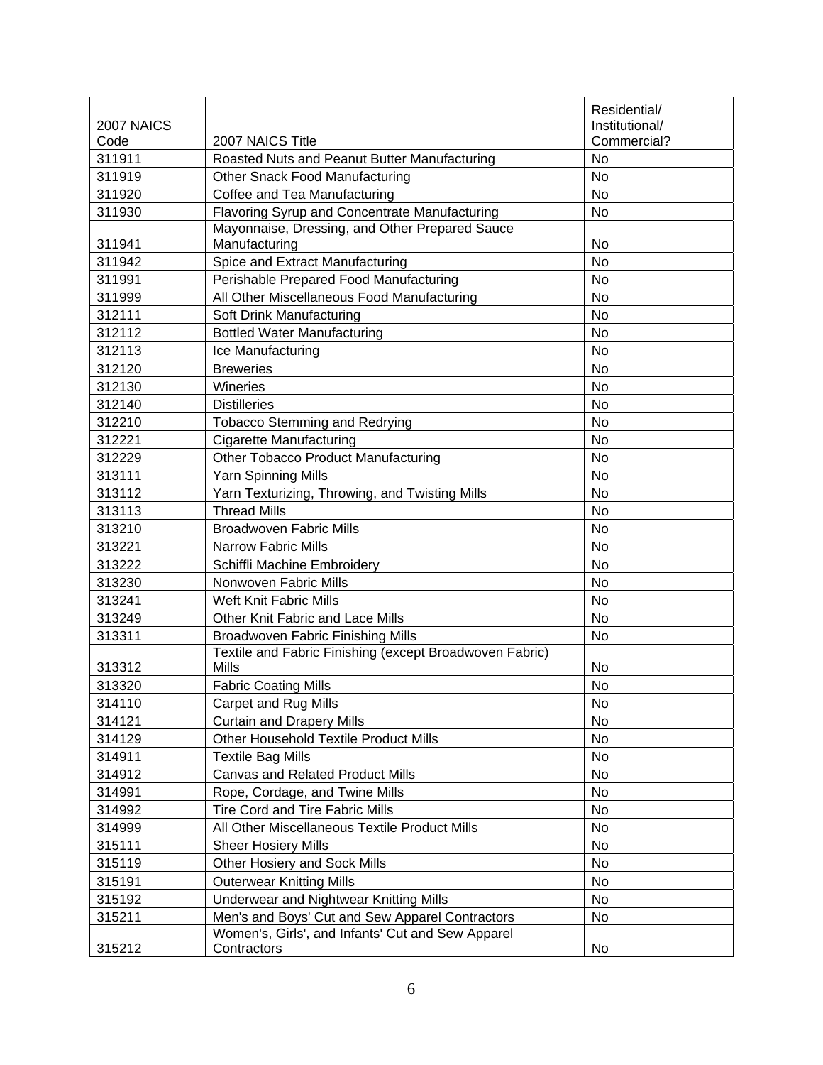| 2007 NAICS Code | 2007 NAICS Title | Residential/ Institutional/ Commercial? |
|---|---|---|
| 311911 | Roasted Nuts and Peanut Butter Manufacturing | No |
| 311919 | Other Snack Food Manufacturing | No |
| 311920 | Coffee and Tea Manufacturing | No |
| 311930 | Flavoring Syrup and Concentrate Manufacturing | No |
| 311941 | Mayonnaise, Dressing, and Other Prepared Sauce Manufacturing | No |
| 311942 | Spice and Extract Manufacturing | No |
| 311991 | Perishable Prepared Food Manufacturing | No |
| 311999 | All Other Miscellaneous Food Manufacturing | No |
| 312111 | Soft Drink Manufacturing | No |
| 312112 | Bottled Water Manufacturing | No |
| 312113 | Ice Manufacturing | No |
| 312120 | Breweries | No |
| 312130 | Wineries | No |
| 312140 | Distilleries | No |
| 312210 | Tobacco Stemming and Redrying | No |
| 312221 | Cigarette Manufacturing | No |
| 312229 | Other Tobacco Product Manufacturing | No |
| 313111 | Yarn Spinning Mills | No |
| 313112 | Yarn Texturizing, Throwing, and Twisting Mills | No |
| 313113 | Thread Mills | No |
| 313210 | Broadwoven Fabric Mills | No |
| 313221 | Narrow Fabric Mills | No |
| 313222 | Schiffli Machine Embroidery | No |
| 313230 | Nonwoven Fabric Mills | No |
| 313241 | Weft Knit Fabric Mills | No |
| 313249 | Other Knit Fabric and Lace Mills | No |
| 313311 | Broadwoven Fabric Finishing Mills | No |
| 313312 | Textile and Fabric Finishing (except Broadwoven Fabric) Mills | No |
| 313320 | Fabric Coating Mills | No |
| 314110 | Carpet and Rug Mills | No |
| 314121 | Curtain and Drapery Mills | No |
| 314129 | Other Household Textile Product Mills | No |
| 314911 | Textile Bag Mills | No |
| 314912 | Canvas and Related Product Mills | No |
| 314991 | Rope, Cordage, and Twine Mills | No |
| 314992 | Tire Cord and Tire Fabric Mills | No |
| 314999 | All Other Miscellaneous Textile Product Mills | No |
| 315111 | Sheer Hosiery Mills | No |
| 315119 | Other Hosiery and Sock Mills | No |
| 315191 | Outerwear Knitting Mills | No |
| 315192 | Underwear and Nightwear Knitting Mills | No |
| 315211 | Men's and Boys' Cut and Sew Apparel Contractors | No |
| 315212 | Women's, Girls', and Infants' Cut and Sew Apparel Contractors | No |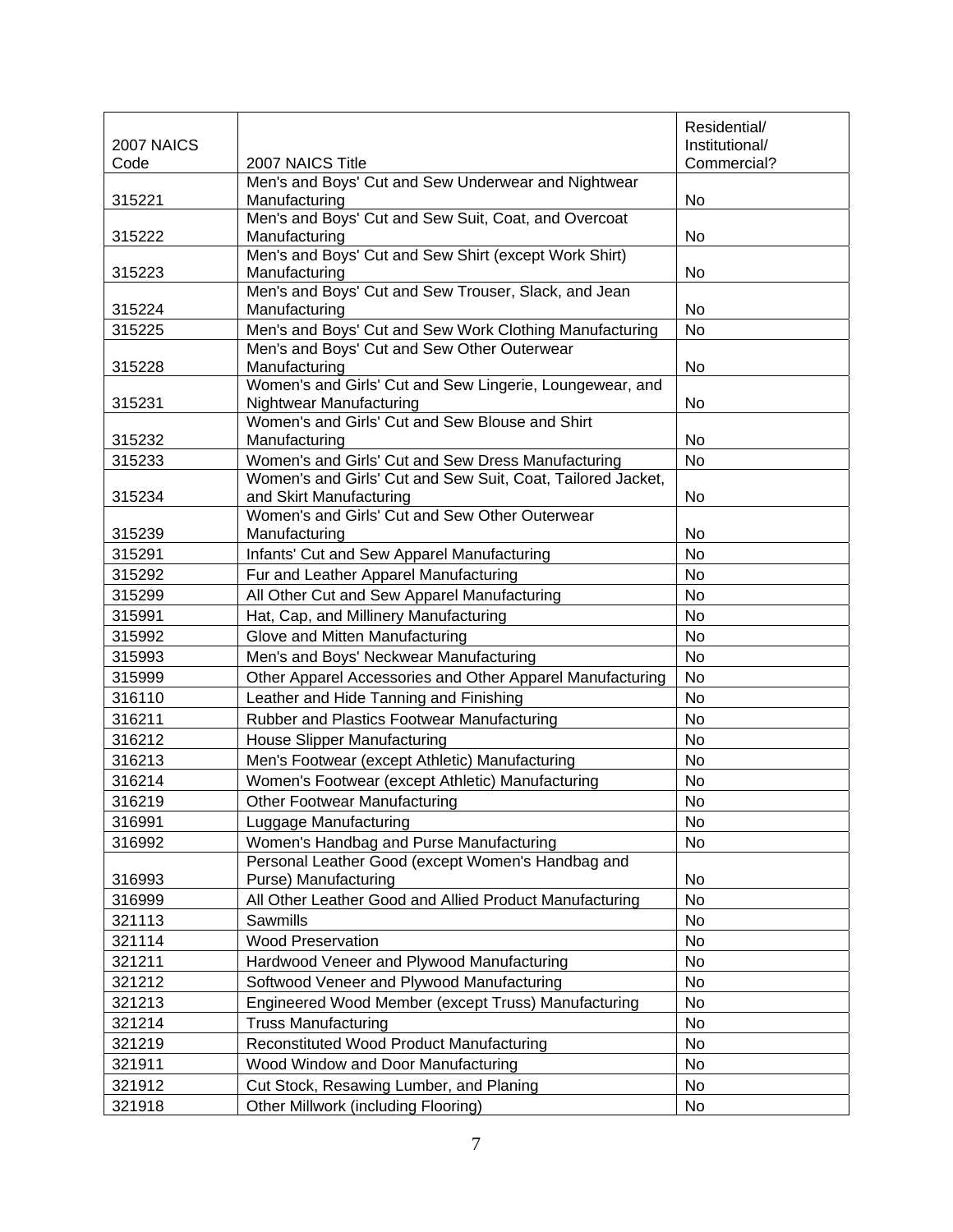| 2007 NAICS Code | 2007 NAICS Title | Residential/ Institutional/ Commercial? |
|---|---|---|
| 315221 | Men's and Boys' Cut and Sew Underwear and Nightwear Manufacturing | No |
| 315222 | Men's and Boys' Cut and Sew Suit, Coat, and Overcoat Manufacturing | No |
| 315223 | Men's and Boys' Cut and Sew Shirt (except Work Shirt) Manufacturing | No |
| 315224 | Men's and Boys' Cut and Sew Trouser, Slack, and Jean Manufacturing | No |
| 315225 | Men's and Boys' Cut and Sew Work Clothing Manufacturing | No |
| 315228 | Men's and Boys' Cut and Sew Other Outerwear Manufacturing | No |
| 315231 | Women's and Girls' Cut and Sew Lingerie, Loungewear, and Nightwear Manufacturing | No |
| 315232 | Women's and Girls' Cut and Sew Blouse and Shirt Manufacturing | No |
| 315233 | Women's and Girls' Cut and Sew Dress Manufacturing | No |
| 315234 | Women's and Girls' Cut and Sew Suit, Coat, Tailored Jacket, and Skirt Manufacturing | No |
| 315239 | Women's and Girls' Cut and Sew Other Outerwear Manufacturing | No |
| 315291 | Infants' Cut and Sew Apparel Manufacturing | No |
| 315292 | Fur and Leather Apparel Manufacturing | No |
| 315299 | All Other Cut and Sew Apparel Manufacturing | No |
| 315991 | Hat, Cap, and Millinery Manufacturing | No |
| 315992 | Glove and Mitten Manufacturing | No |
| 315993 | Men's and Boys' Neckwear Manufacturing | No |
| 315999 | Other Apparel Accessories and Other Apparel Manufacturing | No |
| 316110 | Leather and Hide Tanning and Finishing | No |
| 316211 | Rubber and Plastics Footwear Manufacturing | No |
| 316212 | House Slipper Manufacturing | No |
| 316213 | Men's Footwear (except Athletic) Manufacturing | No |
| 316214 | Women's Footwear (except Athletic) Manufacturing | No |
| 316219 | Other Footwear Manufacturing | No |
| 316991 | Luggage Manufacturing | No |
| 316992 | Women's Handbag and Purse Manufacturing | No |
| 316993 | Personal Leather Good (except Women's Handbag and Purse) Manufacturing | No |
| 316999 | All Other Leather Good and Allied Product Manufacturing | No |
| 321113 | Sawmills | No |
| 321114 | Wood Preservation | No |
| 321211 | Hardwood Veneer and Plywood Manufacturing | No |
| 321212 | Softwood Veneer and Plywood Manufacturing | No |
| 321213 | Engineered Wood Member (except Truss) Manufacturing | No |
| 321214 | Truss Manufacturing | No |
| 321219 | Reconstituted Wood Product Manufacturing | No |
| 321911 | Wood Window and Door Manufacturing | No |
| 321912 | Cut Stock, Resawing Lumber, and Planing | No |
| 321918 | Other Millwork (including Flooring) | No |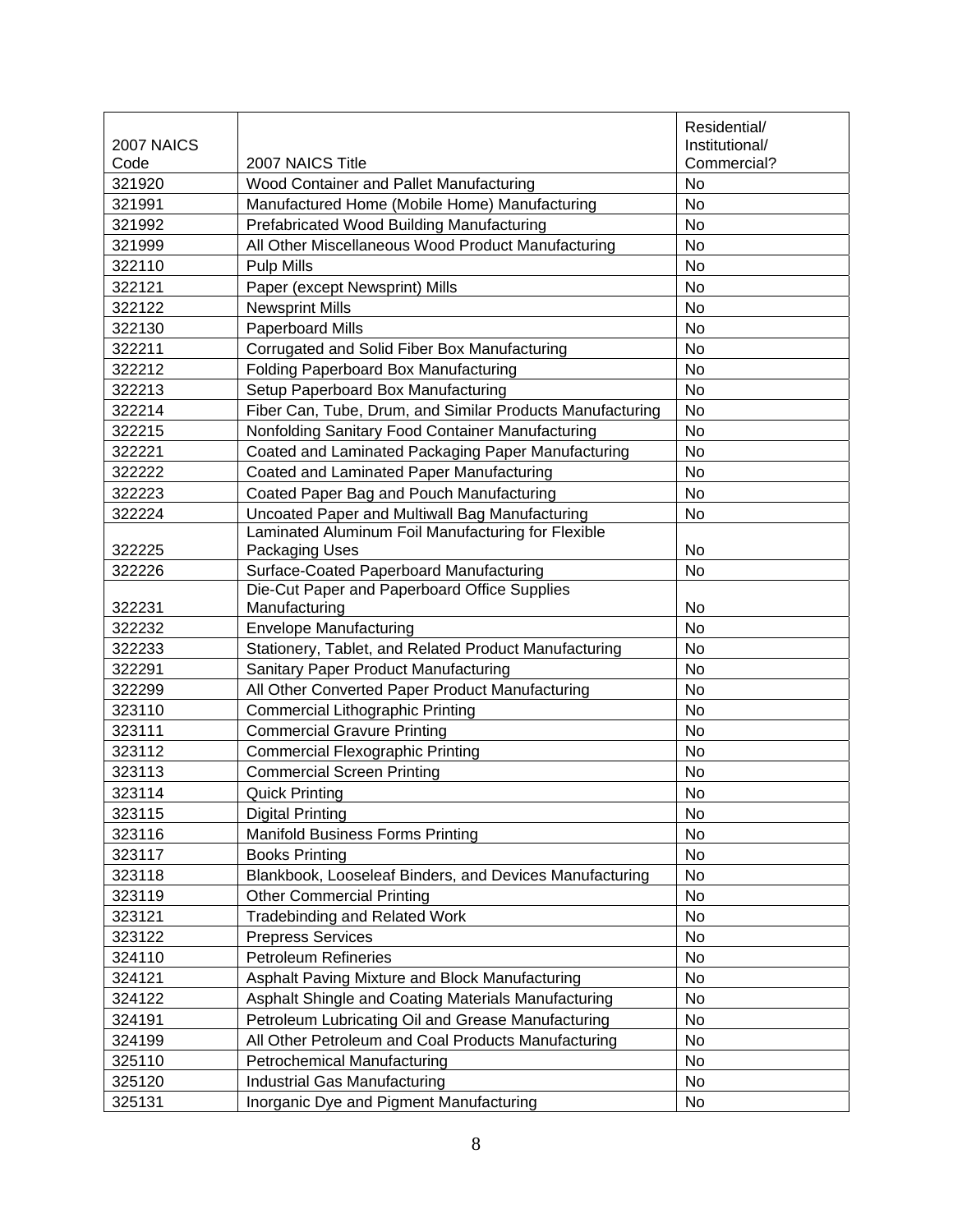| 2007 NAICS Code | 2007 NAICS Title | Residential/ Institutional/ Commercial? |
|---|---|---|
| 321920 | Wood Container and Pallet Manufacturing | No |
| 321991 | Manufactured Home (Mobile Home) Manufacturing | No |
| 321992 | Prefabricated Wood Building Manufacturing | No |
| 321999 | All Other Miscellaneous Wood Product Manufacturing | No |
| 322110 | Pulp Mills | No |
| 322121 | Paper (except Newsprint) Mills | No |
| 322122 | Newsprint Mills | No |
| 322130 | Paperboard Mills | No |
| 322211 | Corrugated and Solid Fiber Box Manufacturing | No |
| 322212 | Folding Paperboard Box Manufacturing | No |
| 322213 | Setup Paperboard Box Manufacturing | No |
| 322214 | Fiber Can, Tube, Drum, and Similar Products Manufacturing | No |
| 322215 | Nonfolding Sanitary Food Container Manufacturing | No |
| 322221 | Coated and Laminated Packaging Paper Manufacturing | No |
| 322222 | Coated and Laminated Paper Manufacturing | No |
| 322223 | Coated Paper Bag and Pouch Manufacturing | No |
| 322224 | Uncoated Paper and Multiwall Bag Manufacturing | No |
| 322225 | Laminated Aluminum Foil Manufacturing for Flexible Packaging Uses | No |
| 322226 | Surface-Coated Paperboard Manufacturing | No |
| 322231 | Die-Cut Paper and Paperboard Office Supplies Manufacturing | No |
| 322232 | Envelope Manufacturing | No |
| 322233 | Stationery, Tablet, and Related Product Manufacturing | No |
| 322291 | Sanitary Paper Product Manufacturing | No |
| 322299 | All Other Converted Paper Product Manufacturing | No |
| 323110 | Commercial Lithographic Printing | No |
| 323111 | Commercial Gravure Printing | No |
| 323112 | Commercial Flexographic Printing | No |
| 323113 | Commercial Screen Printing | No |
| 323114 | Quick Printing | No |
| 323115 | Digital Printing | No |
| 323116 | Manifold Business Forms Printing | No |
| 323117 | Books Printing | No |
| 323118 | Blankbook, Looseleaf Binders, and Devices Manufacturing | No |
| 323119 | Other Commercial Printing | No |
| 323121 | Tradebinding and Related Work | No |
| 323122 | Prepress Services | No |
| 324110 | Petroleum Refineries | No |
| 324121 | Asphalt Paving Mixture and Block Manufacturing | No |
| 324122 | Asphalt Shingle and Coating Materials Manufacturing | No |
| 324191 | Petroleum Lubricating Oil and Grease Manufacturing | No |
| 324199 | All Other Petroleum and Coal Products Manufacturing | No |
| 325110 | Petrochemical Manufacturing | No |
| 325120 | Industrial Gas Manufacturing | No |
| 325131 | Inorganic Dye and Pigment Manufacturing | No |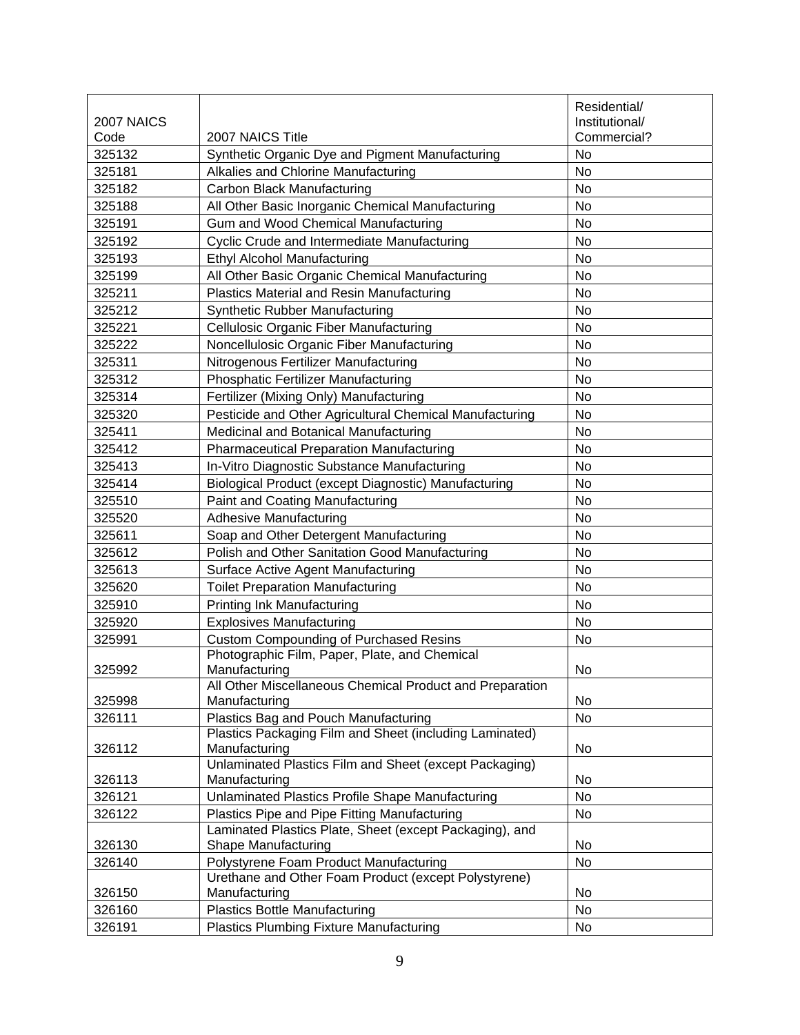| 2007 NAICS Code | 2007 NAICS Title | Residential/ Institutional/ Commercial? |
|---|---|---|
| 325132 | Synthetic Organic Dye and Pigment Manufacturing | No |
| 325181 | Alkalies and Chlorine Manufacturing | No |
| 325182 | Carbon Black Manufacturing | No |
| 325188 | All Other Basic Inorganic Chemical Manufacturing | No |
| 325191 | Gum and Wood Chemical Manufacturing | No |
| 325192 | Cyclic Crude and Intermediate Manufacturing | No |
| 325193 | Ethyl Alcohol Manufacturing | No |
| 325199 | All Other Basic Organic Chemical Manufacturing | No |
| 325211 | Plastics Material and Resin Manufacturing | No |
| 325212 | Synthetic Rubber Manufacturing | No |
| 325221 | Cellulosic Organic Fiber Manufacturing | No |
| 325222 | Noncellulosic Organic Fiber Manufacturing | No |
| 325311 | Nitrogenous Fertilizer Manufacturing | No |
| 325312 | Phosphatic Fertilizer Manufacturing | No |
| 325314 | Fertilizer (Mixing Only) Manufacturing | No |
| 325320 | Pesticide and Other Agricultural Chemical Manufacturing | No |
| 325411 | Medicinal and Botanical Manufacturing | No |
| 325412 | Pharmaceutical Preparation Manufacturing | No |
| 325413 | In-Vitro Diagnostic Substance Manufacturing | No |
| 325414 | Biological Product (except Diagnostic) Manufacturing | No |
| 325510 | Paint and Coating Manufacturing | No |
| 325520 | Adhesive Manufacturing | No |
| 325611 | Soap and Other Detergent Manufacturing | No |
| 325612 | Polish and Other Sanitation Good Manufacturing | No |
| 325613 | Surface Active Agent Manufacturing | No |
| 325620 | Toilet Preparation Manufacturing | No |
| 325910 | Printing Ink Manufacturing | No |
| 325920 | Explosives Manufacturing | No |
| 325991 | Custom Compounding of Purchased Resins | No |
| 325992 | Photographic Film, Paper, Plate, and Chemical Manufacturing | No |
| 325998 | All Other Miscellaneous Chemical Product and Preparation Manufacturing | No |
| 326111 | Plastics Bag and Pouch Manufacturing | No |
| 326112 | Plastics Packaging Film and Sheet (including Laminated) Manufacturing | No |
| 326113 | Unlaminated Plastics Film and Sheet (except Packaging) Manufacturing | No |
| 326121 | Unlaminated Plastics Profile Shape Manufacturing | No |
| 326122 | Plastics Pipe and Pipe Fitting Manufacturing | No |
| 326130 | Laminated Plastics Plate, Sheet (except Packaging), and Shape Manufacturing | No |
| 326140 | Polystyrene Foam Product Manufacturing | No |
| 326150 | Urethane and Other Foam Product (except Polystyrene) Manufacturing | No |
| 326160 | Plastics Bottle Manufacturing | No |
| 326191 | Plastics Plumbing Fixture Manufacturing | No |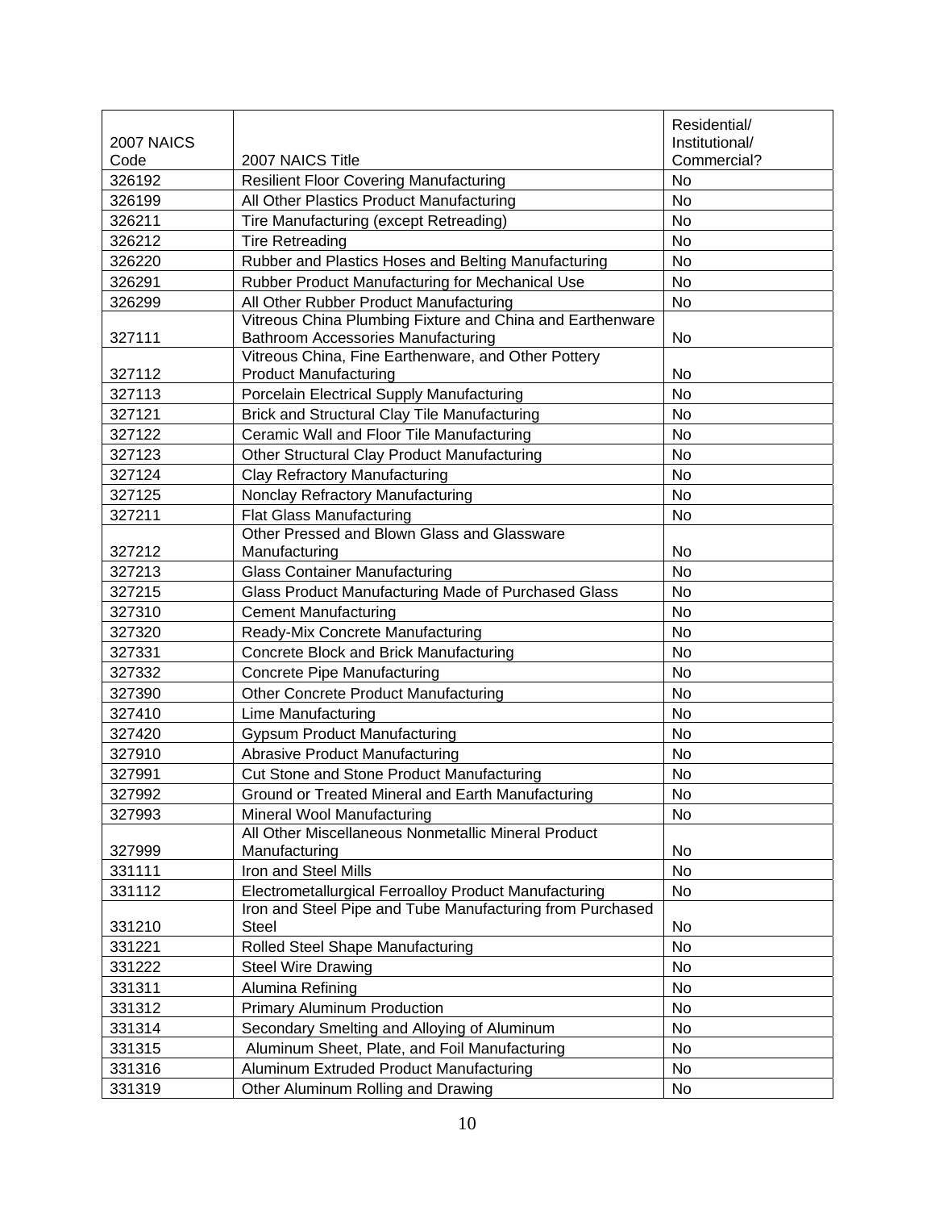| 2007 NAICS Code | 2007 NAICS Title | Residential/ Institutional/ Commercial? |
| --- | --- | --- |
| 326192 | Resilient Floor Covering Manufacturing | No |
| 326199 | All Other Plastics Product Manufacturing | No |
| 326211 | Tire Manufacturing (except Retreading) | No |
| 326212 | Tire Retreading | No |
| 326220 | Rubber and Plastics Hoses and Belting Manufacturing | No |
| 326291 | Rubber Product Manufacturing for Mechanical Use | No |
| 326299 | All Other Rubber Product Manufacturing | No |
| 327111 | Vitreous China Plumbing Fixture and China and Earthenware Bathroom Accessories Manufacturing | No |
| 327112 | Vitreous China, Fine Earthenware, and Other Pottery Product Manufacturing | No |
| 327113 | Porcelain Electrical Supply Manufacturing | No |
| 327121 | Brick and Structural Clay Tile Manufacturing | No |
| 327122 | Ceramic Wall and Floor Tile Manufacturing | No |
| 327123 | Other Structural Clay Product Manufacturing | No |
| 327124 | Clay Refractory Manufacturing | No |
| 327125 | Nonclay Refractory Manufacturing | No |
| 327211 | Flat Glass Manufacturing | No |
| 327212 | Other Pressed and Blown Glass and Glassware Manufacturing | No |
| 327213 | Glass Container Manufacturing | No |
| 327215 | Glass Product Manufacturing Made of Purchased Glass | No |
| 327310 | Cement Manufacturing | No |
| 327320 | Ready-Mix Concrete Manufacturing | No |
| 327331 | Concrete Block and Brick Manufacturing | No |
| 327332 | Concrete Pipe Manufacturing | No |
| 327390 | Other Concrete Product Manufacturing | No |
| 327410 | Lime Manufacturing | No |
| 327420 | Gypsum Product Manufacturing | No |
| 327910 | Abrasive Product Manufacturing | No |
| 327991 | Cut Stone and Stone Product Manufacturing | No |
| 327992 | Ground or Treated Mineral and Earth Manufacturing | No |
| 327993 | Mineral Wool Manufacturing | No |
| 327999 | All Other Miscellaneous Nonmetallic Mineral Product Manufacturing | No |
| 331111 | Iron and Steel Mills | No |
| 331112 | Electrometallurgical Ferroalloy Product Manufacturing | No |
| 331210 | Iron and Steel Pipe and Tube Manufacturing from Purchased Steel | No |
| 331221 | Rolled Steel Shape Manufacturing | No |
| 331222 | Steel Wire Drawing | No |
| 331311 | Alumina Refining | No |
| 331312 | Primary Aluminum Production | No |
| 331314 | Secondary Smelting and Alloying of Aluminum | No |
| 331315 | Aluminum Sheet, Plate, and Foil Manufacturing | No |
| 331316 | Aluminum Extruded Product Manufacturing | No |
| 331319 | Other Aluminum Rolling and Drawing | No |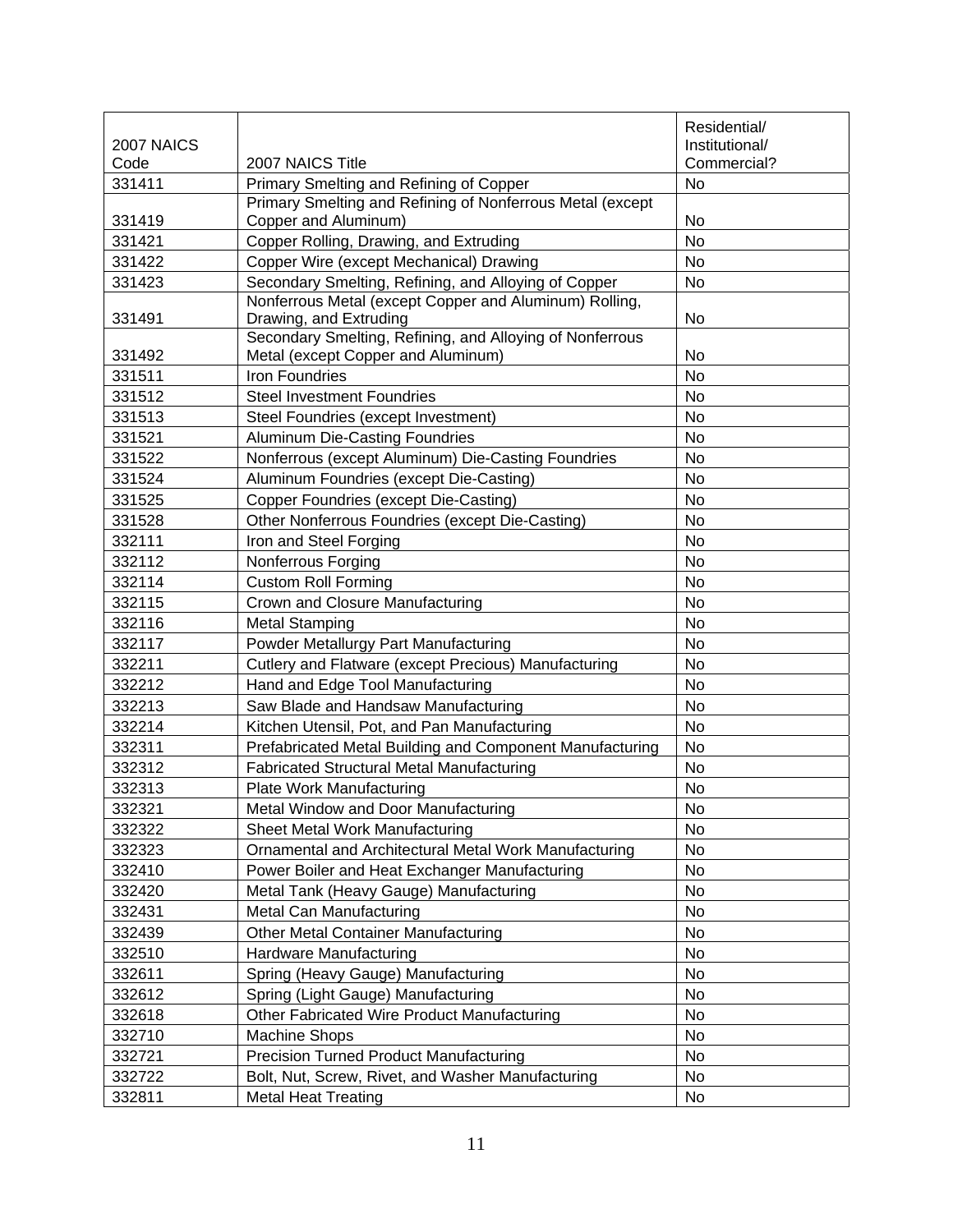| 2007 NAICS Code | 2007 NAICS Title | Residential/ Institutional/ Commercial? |
|---|---|---|
| 331411 | Primary Smelting and Refining of Copper | No |
| 331419 | Primary Smelting and Refining of Nonferrous Metal (except Copper and Aluminum) | No |
| 331421 | Copper Rolling, Drawing, and Extruding | No |
| 331422 | Copper Wire (except Mechanical) Drawing | No |
| 331423 | Secondary Smelting, Refining, and Alloying of Copper | No |
| 331491 | Nonferrous Metal (except Copper and Aluminum) Rolling, Drawing, and Extruding | No |
| 331492 | Secondary Smelting, Refining, and Alloying of Nonferrous Metal (except Copper and Aluminum) | No |
| 331511 | Iron Foundries | No |
| 331512 | Steel Investment Foundries | No |
| 331513 | Steel Foundries (except Investment) | No |
| 331521 | Aluminum Die-Casting Foundries | No |
| 331522 | Nonferrous (except Aluminum) Die-Casting Foundries | No |
| 331524 | Aluminum Foundries (except Die-Casting) | No |
| 331525 | Copper Foundries (except Die-Casting) | No |
| 331528 | Other Nonferrous Foundries (except Die-Casting) | No |
| 332111 | Iron and Steel Forging | No |
| 332112 | Nonferrous Forging | No |
| 332114 | Custom Roll Forming | No |
| 332115 | Crown and Closure Manufacturing | No |
| 332116 | Metal Stamping | No |
| 332117 | Powder Metallurgy Part Manufacturing | No |
| 332211 | Cutlery and Flatware (except Precious) Manufacturing | No |
| 332212 | Hand and Edge Tool Manufacturing | No |
| 332213 | Saw Blade and Handsaw Manufacturing | No |
| 332214 | Kitchen Utensil, Pot, and Pan Manufacturing | No |
| 332311 | Prefabricated Metal Building and Component Manufacturing | No |
| 332312 | Fabricated Structural Metal Manufacturing | No |
| 332313 | Plate Work Manufacturing | No |
| 332321 | Metal Window and Door Manufacturing | No |
| 332322 | Sheet Metal Work Manufacturing | No |
| 332323 | Ornamental and Architectural Metal Work Manufacturing | No |
| 332410 | Power Boiler and Heat Exchanger Manufacturing | No |
| 332420 | Metal Tank (Heavy Gauge) Manufacturing | No |
| 332431 | Metal Can Manufacturing | No |
| 332439 | Other Metal Container Manufacturing | No |
| 332510 | Hardware Manufacturing | No |
| 332611 | Spring (Heavy Gauge) Manufacturing | No |
| 332612 | Spring (Light Gauge) Manufacturing | No |
| 332618 | Other Fabricated Wire Product Manufacturing | No |
| 332710 | Machine Shops | No |
| 332721 | Precision Turned Product Manufacturing | No |
| 332722 | Bolt, Nut, Screw, Rivet, and Washer Manufacturing | No |
| 332811 | Metal Heat Treating | No |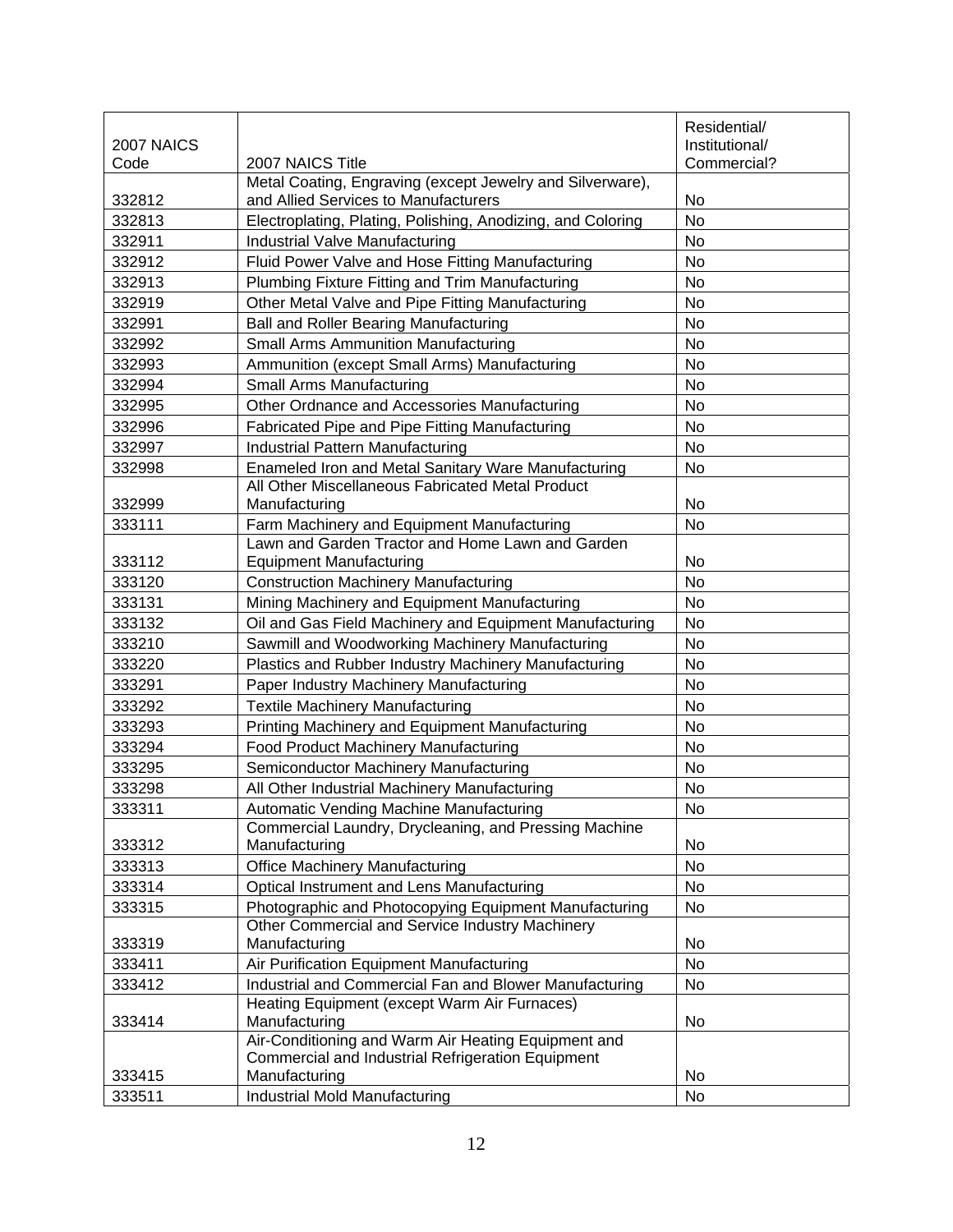| 2007 NAICS Code | 2007 NAICS Title | Residential/ Institutional/ Commercial? |
| --- | --- | --- |
| 332812 | Metal Coating, Engraving (except Jewelry and Silverware), and Allied Services to Manufacturers | No |
| 332813 | Electroplating, Plating, Polishing, Anodizing, and Coloring | No |
| 332911 | Industrial Valve Manufacturing | No |
| 332912 | Fluid Power Valve and Hose Fitting Manufacturing | No |
| 332913 | Plumbing Fixture Fitting and Trim Manufacturing | No |
| 332919 | Other Metal Valve and Pipe Fitting Manufacturing | No |
| 332991 | Ball and Roller Bearing Manufacturing | No |
| 332992 | Small Arms Ammunition Manufacturing | No |
| 332993 | Ammunition (except Small Arms) Manufacturing | No |
| 332994 | Small Arms Manufacturing | No |
| 332995 | Other Ordnance and Accessories Manufacturing | No |
| 332996 | Fabricated Pipe and Pipe Fitting Manufacturing | No |
| 332997 | Industrial Pattern Manufacturing | No |
| 332998 | Enameled Iron and Metal Sanitary Ware Manufacturing | No |
| 332999 | All Other Miscellaneous Fabricated Metal Product Manufacturing | No |
| 333111 | Farm Machinery and Equipment Manufacturing | No |
| 333112 | Lawn and Garden Tractor and Home Lawn and Garden Equipment Manufacturing | No |
| 333120 | Construction Machinery Manufacturing | No |
| 333131 | Mining Machinery and Equipment Manufacturing | No |
| 333132 | Oil and Gas Field Machinery and Equipment Manufacturing | No |
| 333210 | Sawmill and Woodworking Machinery Manufacturing | No |
| 333220 | Plastics and Rubber Industry Machinery Manufacturing | No |
| 333291 | Paper Industry Machinery Manufacturing | No |
| 333292 | Textile Machinery Manufacturing | No |
| 333293 | Printing Machinery and Equipment Manufacturing | No |
| 333294 | Food Product Machinery Manufacturing | No |
| 333295 | Semiconductor Machinery Manufacturing | No |
| 333298 | All Other Industrial Machinery Manufacturing | No |
| 333311 | Automatic Vending Machine Manufacturing | No |
| 333312 | Commercial Laundry, Drycleaning, and Pressing Machine Manufacturing | No |
| 333313 | Office Machinery Manufacturing | No |
| 333314 | Optical Instrument and Lens Manufacturing | No |
| 333315 | Photographic and Photocopying Equipment Manufacturing | No |
| 333319 | Other Commercial and Service Industry Machinery Manufacturing | No |
| 333411 | Air Purification Equipment Manufacturing | No |
| 333412 | Industrial and Commercial Fan and Blower Manufacturing | No |
| 333414 | Heating Equipment (except Warm Air Furnaces) Manufacturing | No |
| 333415 | Air-Conditioning and Warm Air Heating Equipment and Commercial and Industrial Refrigeration Equipment Manufacturing | No |
| 333511 | Industrial Mold Manufacturing | No |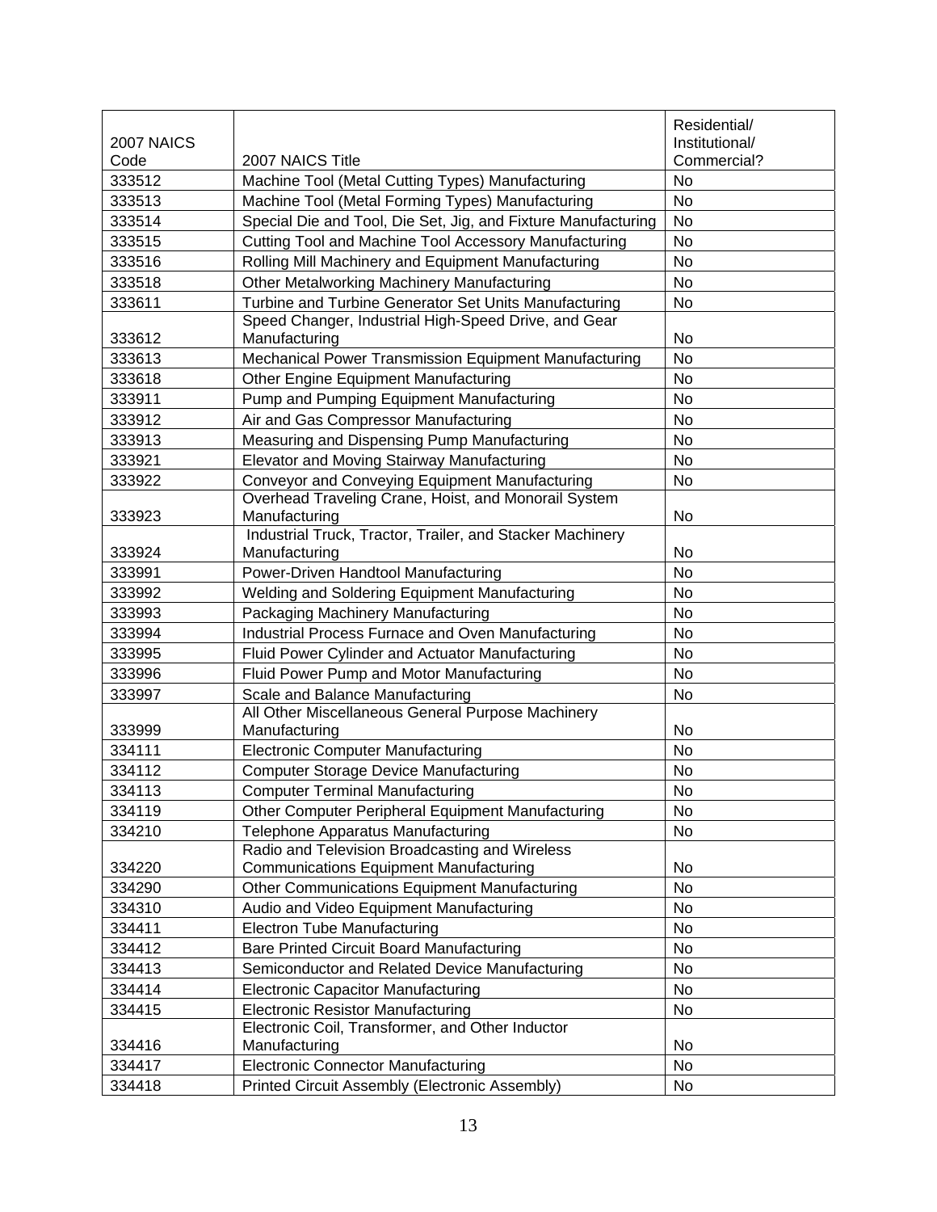| 2007 NAICS Code | 2007 NAICS Title | Residential/ Institutional/ Commercial? |
|---|---|---|
| 333512 | Machine Tool (Metal Cutting Types) Manufacturing | No |
| 333513 | Machine Tool (Metal Forming Types) Manufacturing | No |
| 333514 | Special Die and Tool, Die Set, Jig, and Fixture Manufacturing | No |
| 333515 | Cutting Tool and Machine Tool Accessory Manufacturing | No |
| 333516 | Rolling Mill Machinery and Equipment Manufacturing | No |
| 333518 | Other Metalworking Machinery Manufacturing | No |
| 333611 | Turbine and Turbine Generator Set Units Manufacturing | No |
| 333612 | Speed Changer, Industrial High-Speed Drive, and Gear Manufacturing | No |
| 333613 | Mechanical Power Transmission Equipment Manufacturing | No |
| 333618 | Other Engine Equipment Manufacturing | No |
| 333911 | Pump and Pumping Equipment Manufacturing | No |
| 333912 | Air and Gas Compressor Manufacturing | No |
| 333913 | Measuring and Dispensing Pump Manufacturing | No |
| 333921 | Elevator and Moving Stairway Manufacturing | No |
| 333922 | Conveyor and Conveying Equipment Manufacturing | No |
| 333923 | Overhead Traveling Crane, Hoist, and Monorail System Manufacturing | No |
| 333924 | Industrial Truck, Tractor, Trailer, and Stacker Machinery Manufacturing | No |
| 333991 | Power-Driven Handtool Manufacturing | No |
| 333992 | Welding and Soldering Equipment Manufacturing | No |
| 333993 | Packaging Machinery Manufacturing | No |
| 333994 | Industrial Process Furnace and Oven Manufacturing | No |
| 333995 | Fluid Power Cylinder and Actuator Manufacturing | No |
| 333996 | Fluid Power Pump and Motor Manufacturing | No |
| 333997 | Scale and Balance Manufacturing | No |
| 333999 | All Other Miscellaneous General Purpose Machinery Manufacturing | No |
| 334111 | Electronic Computer Manufacturing | No |
| 334112 | Computer Storage Device Manufacturing | No |
| 334113 | Computer Terminal Manufacturing | No |
| 334119 | Other Computer Peripheral Equipment Manufacturing | No |
| 334210 | Telephone Apparatus Manufacturing | No |
| 334220 | Radio and Television Broadcasting and Wireless Communications Equipment Manufacturing | No |
| 334290 | Other Communications Equipment Manufacturing | No |
| 334310 | Audio and Video Equipment Manufacturing | No |
| 334411 | Electron Tube Manufacturing | No |
| 334412 | Bare Printed Circuit Board Manufacturing | No |
| 334413 | Semiconductor and Related Device Manufacturing | No |
| 334414 | Electronic Capacitor Manufacturing | No |
| 334415 | Electronic Resistor Manufacturing | No |
| 334416 | Electronic Coil, Transformer, and Other Inductor Manufacturing | No |
| 334417 | Electronic Connector Manufacturing | No |
| 334418 | Printed Circuit Assembly (Electronic Assembly) | No |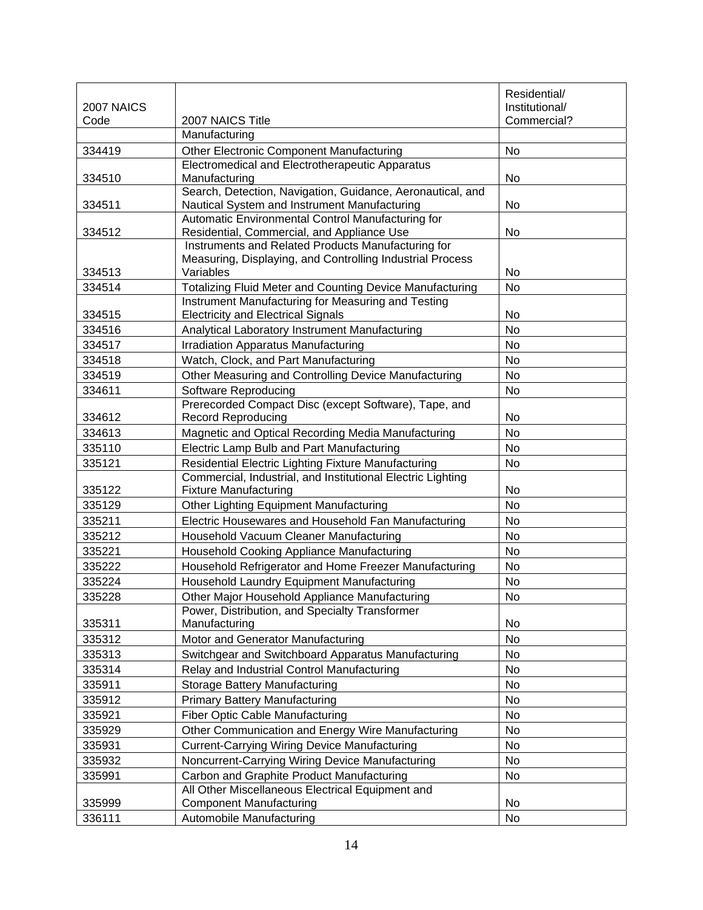| 2007 NAICS Code | 2007 NAICS Title | Residential/ Institutional/ Commercial? |
|---|---|---|
| | Manufacturing | |
| 334419 | Other Electronic Component Manufacturing | No |
| 334510 | Electromedical and Electrotherapeutic Apparatus Manufacturing | No |
| 334511 | Search, Detection, Navigation, Guidance, Aeronautical, and Nautical System and Instrument Manufacturing | No |
| 334512 | Automatic Environmental Control Manufacturing for Residential, Commercial, and Appliance Use | No |
| 334513 | Instruments and Related Products Manufacturing for Measuring, Displaying, and Controlling Industrial Process Variables | No |
| 334514 | Totalizing Fluid Meter and Counting Device Manufacturing | No |
| 334515 | Instrument Manufacturing for Measuring and Testing Electricity and Electrical Signals | No |
| 334516 | Analytical Laboratory Instrument Manufacturing | No |
| 334517 | Irradiation Apparatus Manufacturing | No |
| 334518 | Watch, Clock, and Part Manufacturing | No |
| 334519 | Other Measuring and Controlling Device Manufacturing | No |
| 334611 | Software Reproducing | No |
| 334612 | Prerecorded Compact Disc (except Software), Tape, and Record Reproducing | No |
| 334613 | Magnetic and Optical Recording Media Manufacturing | No |
| 335110 | Electric Lamp Bulb and Part Manufacturing | No |
| 335121 | Residential Electric Lighting Fixture Manufacturing | No |
| 335122 | Commercial, Industrial, and Institutional Electric Lighting Fixture Manufacturing | No |
| 335129 | Other Lighting Equipment Manufacturing | No |
| 335211 | Electric Housewares and Household Fan Manufacturing | No |
| 335212 | Household Vacuum Cleaner Manufacturing | No |
| 335221 | Household Cooking Appliance Manufacturing | No |
| 335222 | Household Refrigerator and Home Freezer Manufacturing | No |
| 335224 | Household Laundry Equipment Manufacturing | No |
| 335228 | Other Major Household Appliance Manufacturing | No |
| 335311 | Power, Distribution, and Specialty Transformer Manufacturing | No |
| 335312 | Motor and Generator Manufacturing | No |
| 335313 | Switchgear and Switchboard Apparatus Manufacturing | No |
| 335314 | Relay and Industrial Control Manufacturing | No |
| 335911 | Storage Battery Manufacturing | No |
| 335912 | Primary Battery Manufacturing | No |
| 335921 | Fiber Optic Cable Manufacturing | No |
| 335929 | Other Communication and Energy Wire Manufacturing | No |
| 335931 | Current-Carrying Wiring Device Manufacturing | No |
| 335932 | Noncurrent-Carrying Wiring Device Manufacturing | No |
| 335991 | Carbon and Graphite Product Manufacturing | No |
| 335999 | All Other Miscellaneous Electrical Equipment and Component Manufacturing | No |
| 336111 | Automobile Manufacturing | No |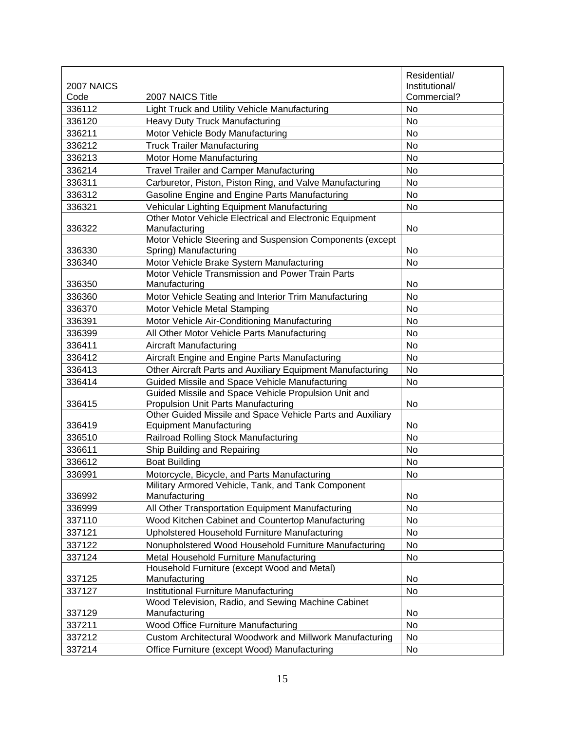| 2007 NAICS Code | 2007 NAICS Title | Residential/ Institutional/ Commercial? |
|---|---|---|
| 336112 | Light Truck and Utility Vehicle Manufacturing | No |
| 336120 | Heavy Duty Truck Manufacturing | No |
| 336211 | Motor Vehicle Body Manufacturing | No |
| 336212 | Truck Trailer Manufacturing | No |
| 336213 | Motor Home Manufacturing | No |
| 336214 | Travel Trailer and Camper Manufacturing | No |
| 336311 | Carburetor, Piston, Piston Ring, and Valve Manufacturing | No |
| 336312 | Gasoline Engine and Engine Parts Manufacturing | No |
| 336321 | Vehicular Lighting Equipment Manufacturing | No |
| 336322 | Other Motor Vehicle Electrical and Electronic Equipment Manufacturing | No |
| 336330 | Motor Vehicle Steering and Suspension Components (except Spring) Manufacturing | No |
| 336340 | Motor Vehicle Brake System Manufacturing | No |
| 336350 | Motor Vehicle Transmission and Power Train Parts Manufacturing | No |
| 336360 | Motor Vehicle Seating and Interior Trim Manufacturing | No |
| 336370 | Motor Vehicle Metal Stamping | No |
| 336391 | Motor Vehicle Air-Conditioning Manufacturing | No |
| 336399 | All Other Motor Vehicle Parts Manufacturing | No |
| 336411 | Aircraft Manufacturing | No |
| 336412 | Aircraft Engine and Engine Parts Manufacturing | No |
| 336413 | Other Aircraft Parts and Auxiliary Equipment Manufacturing | No |
| 336414 | Guided Missile and Space Vehicle Manufacturing | No |
| 336415 | Guided Missile and Space Vehicle Propulsion Unit and Propulsion Unit Parts Manufacturing | No |
| 336419 | Other Guided Missile and Space Vehicle Parts and Auxiliary Equipment Manufacturing | No |
| 336510 | Railroad Rolling Stock Manufacturing | No |
| 336611 | Ship Building and Repairing | No |
| 336612 | Boat Building | No |
| 336991 | Motorcycle, Bicycle, and Parts Manufacturing | No |
| 336992 | Military Armored Vehicle, Tank, and Tank Component Manufacturing | No |
| 336999 | All Other Transportation Equipment Manufacturing | No |
| 337110 | Wood Kitchen Cabinet and Countertop Manufacturing | No |
| 337121 | Upholstered Household Furniture Manufacturing | No |
| 337122 | Nonupholstered Wood Household Furniture Manufacturing | No |
| 337124 | Metal Household Furniture Manufacturing | No |
| 337125 | Household Furniture (except Wood and Metal) Manufacturing | No |
| 337127 | Institutional Furniture Manufacturing | No |
| 337129 | Wood Television, Radio, and Sewing Machine Cabinet Manufacturing | No |
| 337211 | Wood Office Furniture Manufacturing | No |
| 337212 | Custom Architectural Woodwork and Millwork Manufacturing | No |
| 337214 | Office Furniture (except Wood) Manufacturing | No |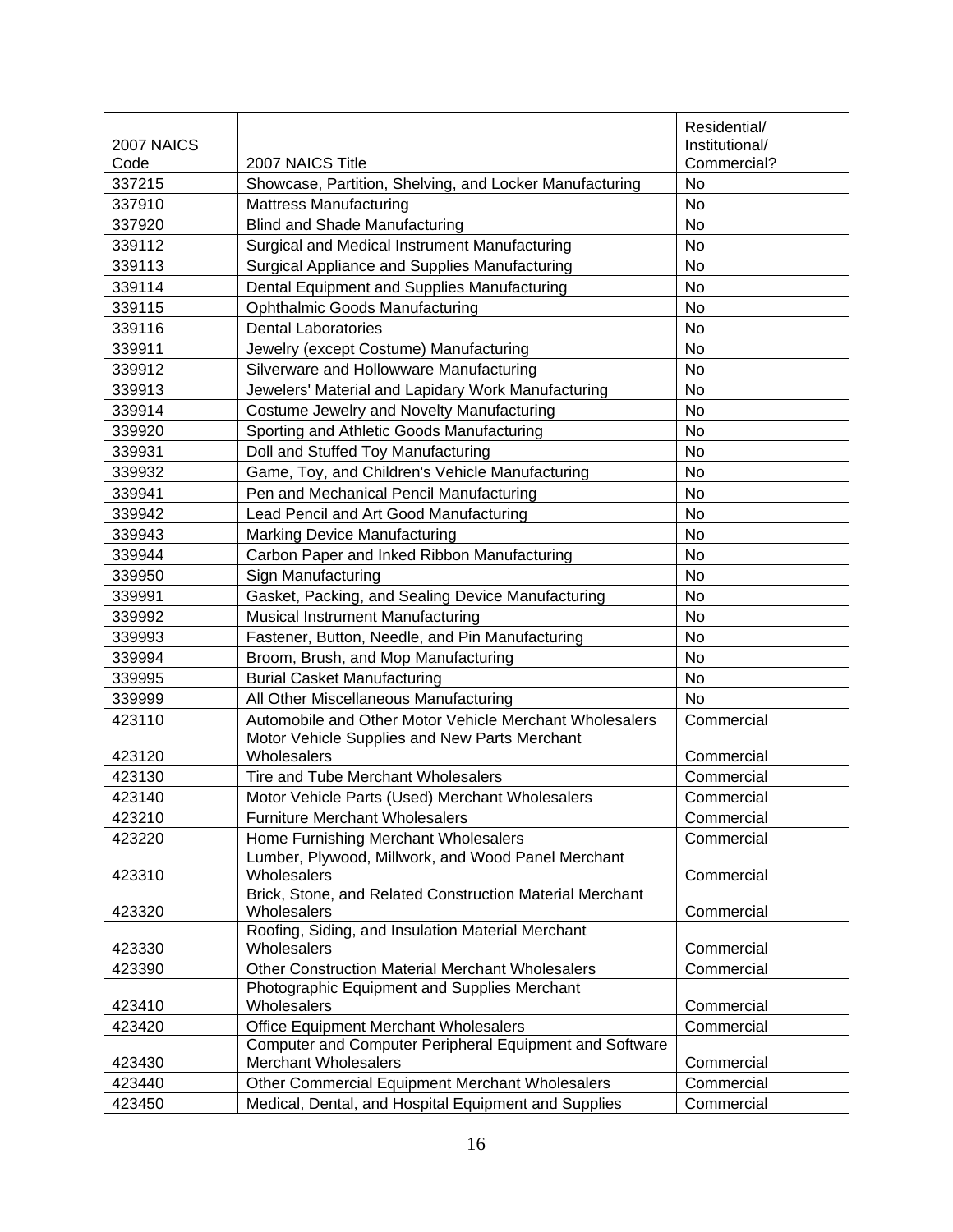| 2007 NAICS Code | 2007 NAICS Title | Residential/ Institutional/ Commercial? |
|---|---|---|
| 337215 | Showcase, Partition, Shelving, and Locker Manufacturing | No |
| 337910 | Mattress Manufacturing | No |
| 337920 | Blind and Shade Manufacturing | No |
| 339112 | Surgical and Medical Instrument Manufacturing | No |
| 339113 | Surgical Appliance and Supplies Manufacturing | No |
| 339114 | Dental Equipment and Supplies Manufacturing | No |
| 339115 | Ophthalmic Goods Manufacturing | No |
| 339116 | Dental Laboratories | No |
| 339911 | Jewelry (except Costume) Manufacturing | No |
| 339912 | Silverware and Hollowware Manufacturing | No |
| 339913 | Jewelers' Material and Lapidary Work Manufacturing | No |
| 339914 | Costume Jewelry and Novelty Manufacturing | No |
| 339920 | Sporting and Athletic Goods Manufacturing | No |
| 339931 | Doll and Stuffed Toy Manufacturing | No |
| 339932 | Game, Toy, and Children's Vehicle Manufacturing | No |
| 339941 | Pen and Mechanical Pencil Manufacturing | No |
| 339942 | Lead Pencil and Art Good Manufacturing | No |
| 339943 | Marking Device Manufacturing | No |
| 339944 | Carbon Paper and Inked Ribbon Manufacturing | No |
| 339950 | Sign Manufacturing | No |
| 339991 | Gasket, Packing, and Sealing Device Manufacturing | No |
| 339992 | Musical Instrument Manufacturing | No |
| 339993 | Fastener, Button, Needle, and Pin Manufacturing | No |
| 339994 | Broom, Brush, and Mop Manufacturing | No |
| 339995 | Burial Casket Manufacturing | No |
| 339999 | All Other Miscellaneous Manufacturing | No |
| 423110 | Automobile and Other Motor Vehicle Merchant Wholesalers | Commercial |
| 423120 | Motor Vehicle Supplies and New Parts Merchant Wholesalers | Commercial |
| 423130 | Tire and Tube Merchant Wholesalers | Commercial |
| 423140 | Motor Vehicle Parts (Used) Merchant Wholesalers | Commercial |
| 423210 | Furniture Merchant Wholesalers | Commercial |
| 423220 | Home Furnishing Merchant Wholesalers | Commercial |
| 423310 | Lumber, Plywood, Millwork, and Wood Panel Merchant Wholesalers | Commercial |
| 423320 | Brick, Stone, and Related Construction Material Merchant Wholesalers | Commercial |
| 423330 | Roofing, Siding, and Insulation Material Merchant Wholesalers | Commercial |
| 423390 | Other Construction Material Merchant Wholesalers | Commercial |
| 423410 | Photographic Equipment and Supplies Merchant Wholesalers | Commercial |
| 423420 | Office Equipment Merchant Wholesalers | Commercial |
| 423430 | Computer and Computer Peripheral Equipment and Software Merchant Wholesalers | Commercial |
| 423440 | Other Commercial Equipment Merchant Wholesalers | Commercial |
| 423450 | Medical, Dental, and Hospital Equipment and Supplies | Commercial |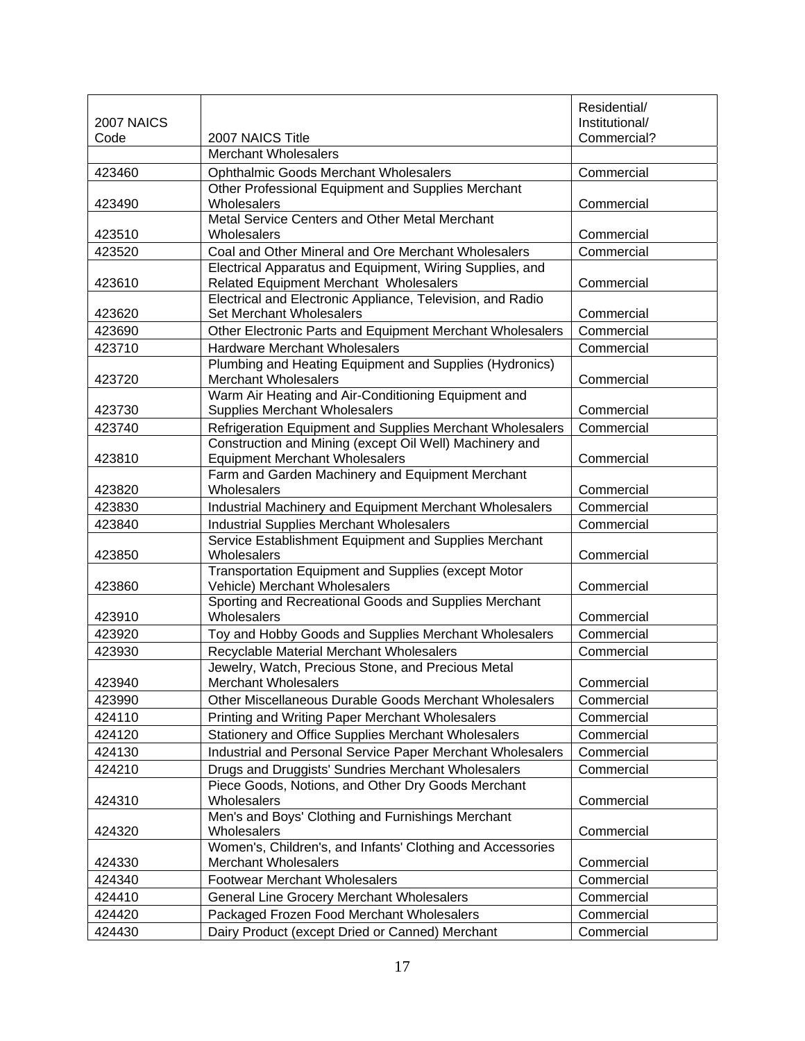| 2007 NAICS Code | 2007 NAICS Title | Residential/ Institutional/ Commercial? |
|---|---|---|
| | Merchant Wholesalers | |
| 423460 | Ophthalmic Goods Merchant Wholesalers | Commercial |
| 423490 | Other Professional Equipment and Supplies Merchant Wholesalers | Commercial |
| 423510 | Metal Service Centers and Other Metal Merchant Wholesalers | Commercial |
| 423520 | Coal and Other Mineral and Ore Merchant Wholesalers | Commercial |
| 423610 | Electrical Apparatus and Equipment, Wiring Supplies, and Related Equipment Merchant Wholesalers | Commercial |
| 423620 | Electrical and Electronic Appliance, Television, and Radio Set Merchant Wholesalers | Commercial |
| 423690 | Other Electronic Parts and Equipment Merchant Wholesalers | Commercial |
| 423710 | Hardware Merchant Wholesalers | Commercial |
| 423720 | Plumbing and Heating Equipment and Supplies (Hydronics) Merchant Wholesalers | Commercial |
| 423730 | Warm Air Heating and Air-Conditioning Equipment and Supplies Merchant Wholesalers | Commercial |
| 423740 | Refrigeration Equipment and Supplies Merchant Wholesalers | Commercial |
| 423810 | Construction and Mining (except Oil Well) Machinery and Equipment Merchant Wholesalers | Commercial |
| 423820 | Farm and Garden Machinery and Equipment Merchant Wholesalers | Commercial |
| 423830 | Industrial Machinery and Equipment Merchant Wholesalers | Commercial |
| 423840 | Industrial Supplies Merchant Wholesalers | Commercial |
| 423850 | Service Establishment Equipment and Supplies Merchant Wholesalers | Commercial |
| 423860 | Transportation Equipment and Supplies (except Motor Vehicle) Merchant Wholesalers | Commercial |
| 423910 | Sporting and Recreational Goods and Supplies Merchant Wholesalers | Commercial |
| 423920 | Toy and Hobby Goods and Supplies Merchant Wholesalers | Commercial |
| 423930 | Recyclable Material Merchant Wholesalers | Commercial |
| 423940 | Jewelry, Watch, Precious Stone, and Precious Metal Merchant Wholesalers | Commercial |
| 423990 | Other Miscellaneous Durable Goods Merchant Wholesalers | Commercial |
| 424110 | Printing and Writing Paper Merchant Wholesalers | Commercial |
| 424120 | Stationery and Office Supplies Merchant Wholesalers | Commercial |
| 424130 | Industrial and Personal Service Paper Merchant Wholesalers | Commercial |
| 424210 | Drugs and Druggists' Sundries Merchant Wholesalers | Commercial |
| 424310 | Piece Goods, Notions, and Other Dry Goods Merchant Wholesalers | Commercial |
| 424320 | Men's and Boys' Clothing and Furnishings Merchant Wholesalers | Commercial |
| 424330 | Women's, Children's, and Infants' Clothing and Accessories Merchant Wholesalers | Commercial |
| 424340 | Footwear Merchant Wholesalers | Commercial |
| 424410 | General Line Grocery Merchant Wholesalers | Commercial |
| 424420 | Packaged Frozen Food Merchant Wholesalers | Commercial |
| 424430 | Dairy Product (except Dried or Canned) Merchant | Commercial |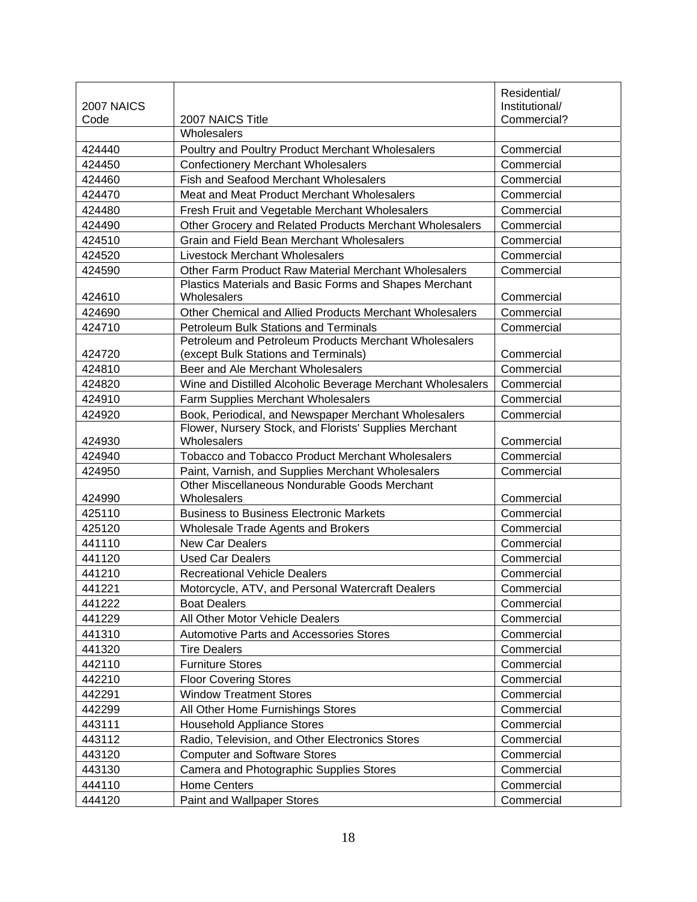| 2007 NAICS Code | 2007 NAICS Title | Residential/ Institutional/ Commercial? |
|---|---|---|
| | Wholesalers | |
| 424440 | Poultry and Poultry Product Merchant Wholesalers | Commercial |
| 424450 | Confectionery Merchant Wholesalers | Commercial |
| 424460 | Fish and Seafood Merchant Wholesalers | Commercial |
| 424470 | Meat and Meat Product Merchant Wholesalers | Commercial |
| 424480 | Fresh Fruit and Vegetable Merchant Wholesalers | Commercial |
| 424490 | Other Grocery and Related Products Merchant Wholesalers | Commercial |
| 424510 | Grain and Field Bean Merchant Wholesalers | Commercial |
| 424520 | Livestock Merchant Wholesalers | Commercial |
| 424590 | Other Farm Product Raw Material Merchant Wholesalers | Commercial |
| 424610 | Plastics Materials and Basic Forms and Shapes Merchant Wholesalers | Commercial |
| 424690 | Other Chemical and Allied Products Merchant Wholesalers | Commercial |
| 424710 | Petroleum Bulk Stations and Terminals | Commercial |
| 424720 | Petroleum and Petroleum Products Merchant Wholesalers (except Bulk Stations and Terminals) | Commercial |
| 424810 | Beer and Ale Merchant Wholesalers | Commercial |
| 424820 | Wine and Distilled Alcoholic Beverage Merchant Wholesalers | Commercial |
| 424910 | Farm Supplies Merchant Wholesalers | Commercial |
| 424920 | Book, Periodical, and Newspaper Merchant Wholesalers | Commercial |
| 424930 | Flower, Nursery Stock, and Florists' Supplies Merchant Wholesalers | Commercial |
| 424940 | Tobacco and Tobacco Product Merchant Wholesalers | Commercial |
| 424950 | Paint, Varnish, and Supplies Merchant Wholesalers | Commercial |
| 424990 | Other Miscellaneous Nondurable Goods Merchant Wholesalers | Commercial |
| 425110 | Business to Business Electronic Markets | Commercial |
| 425120 | Wholesale Trade Agents and Brokers | Commercial |
| 441110 | New Car Dealers | Commercial |
| 441120 | Used Car Dealers | Commercial |
| 441210 | Recreational Vehicle Dealers | Commercial |
| 441221 | Motorcycle, ATV, and Personal Watercraft Dealers | Commercial |
| 441222 | Boat Dealers | Commercial |
| 441229 | All Other Motor Vehicle Dealers | Commercial |
| 441310 | Automotive Parts and Accessories Stores | Commercial |
| 441320 | Tire Dealers | Commercial |
| 442110 | Furniture Stores | Commercial |
| 442210 | Floor Covering Stores | Commercial |
| 442291 | Window Treatment Stores | Commercial |
| 442299 | All Other Home Furnishings Stores | Commercial |
| 443111 | Household Appliance Stores | Commercial |
| 443112 | Radio, Television, and Other Electronics Stores | Commercial |
| 443120 | Computer and Software Stores | Commercial |
| 443130 | Camera and Photographic Supplies Stores | Commercial |
| 444110 | Home Centers | Commercial |
| 444120 | Paint and Wallpaper Stores | Commercial |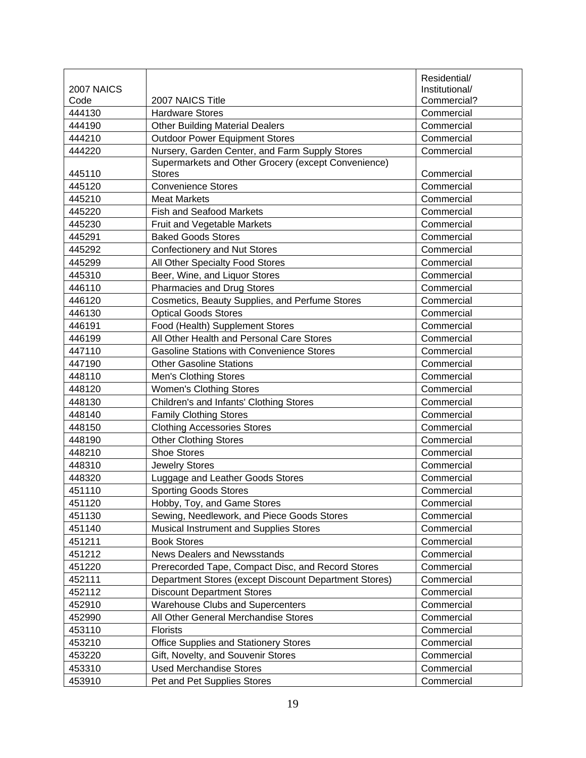| 2007 NAICS Code | 2007 NAICS Title | Residential/ Institutional/ Commercial? |
|---|---|---|
| 444130 | Hardware Stores | Commercial |
| 444190 | Other Building Material Dealers | Commercial |
| 444210 | Outdoor Power Equipment Stores | Commercial |
| 444220 | Nursery, Garden Center, and Farm Supply Stores | Commercial |
| 445110 | Supermarkets and Other Grocery (except Convenience) Stores | Commercial |
| 445120 | Convenience Stores | Commercial |
| 445210 | Meat Markets | Commercial |
| 445220 | Fish and Seafood Markets | Commercial |
| 445230 | Fruit and Vegetable Markets | Commercial |
| 445291 | Baked Goods Stores | Commercial |
| 445292 | Confectionery and Nut Stores | Commercial |
| 445299 | All Other Specialty Food Stores | Commercial |
| 445310 | Beer, Wine, and Liquor Stores | Commercial |
| 446110 | Pharmacies and Drug Stores | Commercial |
| 446120 | Cosmetics, Beauty Supplies, and Perfume Stores | Commercial |
| 446130 | Optical Goods Stores | Commercial |
| 446191 | Food (Health) Supplement Stores | Commercial |
| 446199 | All Other Health and Personal Care Stores | Commercial |
| 447110 | Gasoline Stations with Convenience Stores | Commercial |
| 447190 | Other Gasoline Stations | Commercial |
| 448110 | Men's Clothing Stores | Commercial |
| 448120 | Women's Clothing Stores | Commercial |
| 448130 | Children's and Infants' Clothing Stores | Commercial |
| 448140 | Family Clothing Stores | Commercial |
| 448150 | Clothing Accessories Stores | Commercial |
| 448190 | Other Clothing Stores | Commercial |
| 448210 | Shoe Stores | Commercial |
| 448310 | Jewelry Stores | Commercial |
| 448320 | Luggage and Leather Goods Stores | Commercial |
| 451110 | Sporting Goods Stores | Commercial |
| 451120 | Hobby, Toy, and Game Stores | Commercial |
| 451130 | Sewing, Needlework, and Piece Goods Stores | Commercial |
| 451140 | Musical Instrument and Supplies Stores | Commercial |
| 451211 | Book Stores | Commercial |
| 451212 | News Dealers and Newsstands | Commercial |
| 451220 | Prerecorded Tape, Compact Disc, and Record Stores | Commercial |
| 452111 | Department Stores (except Discount Department Stores) | Commercial |
| 452112 | Discount Department Stores | Commercial |
| 452910 | Warehouse Clubs and Supercenters | Commercial |
| 452990 | All Other General Merchandise Stores | Commercial |
| 453110 | Florists | Commercial |
| 453210 | Office Supplies and Stationery Stores | Commercial |
| 453220 | Gift, Novelty, and Souvenir Stores | Commercial |
| 453310 | Used Merchandise Stores | Commercial |
| 453910 | Pet and Pet Supplies Stores | Commercial |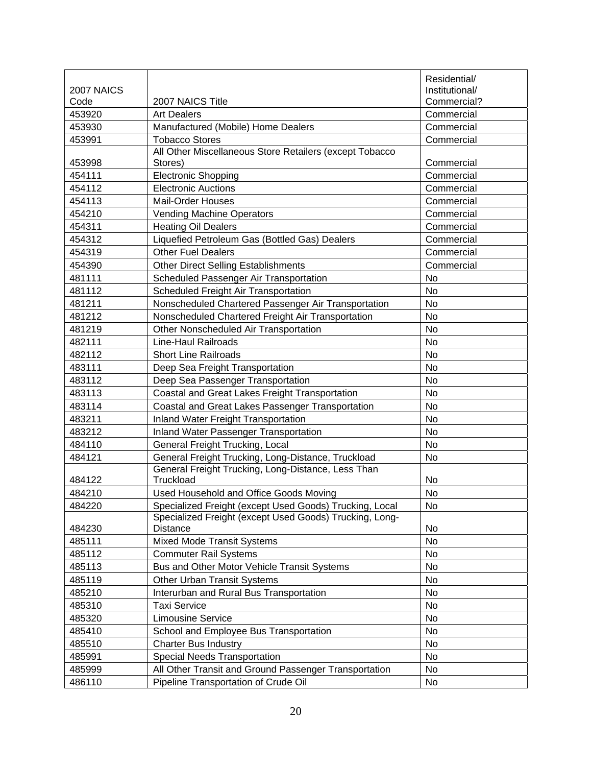| 2007 NAICS Code | 2007 NAICS Title | Residential/ Institutional/ Commercial? |
|---|---|---|
| 453920 | Art Dealers | Commercial |
| 453930 | Manufactured (Mobile) Home Dealers | Commercial |
| 453991 | Tobacco Stores | Commercial |
| 453998 | All Other Miscellaneous Store Retailers (except Tobacco Stores) | Commercial |
| 454111 | Electronic Shopping | Commercial |
| 454112 | Electronic Auctions | Commercial |
| 454113 | Mail-Order Houses | Commercial |
| 454210 | Vending Machine Operators | Commercial |
| 454311 | Heating Oil Dealers | Commercial |
| 454312 | Liquefied Petroleum Gas (Bottled Gas) Dealers | Commercial |
| 454319 | Other Fuel Dealers | Commercial |
| 454390 | Other Direct Selling Establishments | Commercial |
| 481111 | Scheduled Passenger Air Transportation | No |
| 481112 | Scheduled Freight Air Transportation | No |
| 481211 | Nonscheduled Chartered Passenger Air Transportation | No |
| 481212 | Nonscheduled Chartered Freight Air Transportation | No |
| 481219 | Other Nonscheduled Air Transportation | No |
| 482111 | Line-Haul Railroads | No |
| 482112 | Short Line Railroads | No |
| 483111 | Deep Sea Freight Transportation | No |
| 483112 | Deep Sea Passenger Transportation | No |
| 483113 | Coastal and Great Lakes Freight Transportation | No |
| 483114 | Coastal and Great Lakes Passenger Transportation | No |
| 483211 | Inland Water Freight Transportation | No |
| 483212 | Inland Water Passenger Transportation | No |
| 484110 | General Freight Trucking, Local | No |
| 484121 | General Freight Trucking, Long-Distance, Truckload | No |
| 484122 | General Freight Trucking, Long-Distance, Less Than Truckload | No |
| 484210 | Used Household and Office Goods Moving | No |
| 484220 | Specialized Freight (except Used Goods) Trucking, Local | No |
| 484230 | Specialized Freight (except Used Goods) Trucking, Long-Distance | No |
| 485111 | Mixed Mode Transit Systems | No |
| 485112 | Commuter Rail Systems | No |
| 485113 | Bus and Other Motor Vehicle Transit Systems | No |
| 485119 | Other Urban Transit Systems | No |
| 485210 | Interurban and Rural Bus Transportation | No |
| 485310 | Taxi Service | No |
| 485320 | Limousine Service | No |
| 485410 | School and Employee Bus Transportation | No |
| 485510 | Charter Bus Industry | No |
| 485991 | Special Needs Transportation | No |
| 485999 | All Other Transit and Ground Passenger Transportation | No |
| 486110 | Pipeline Transportation of Crude Oil | No |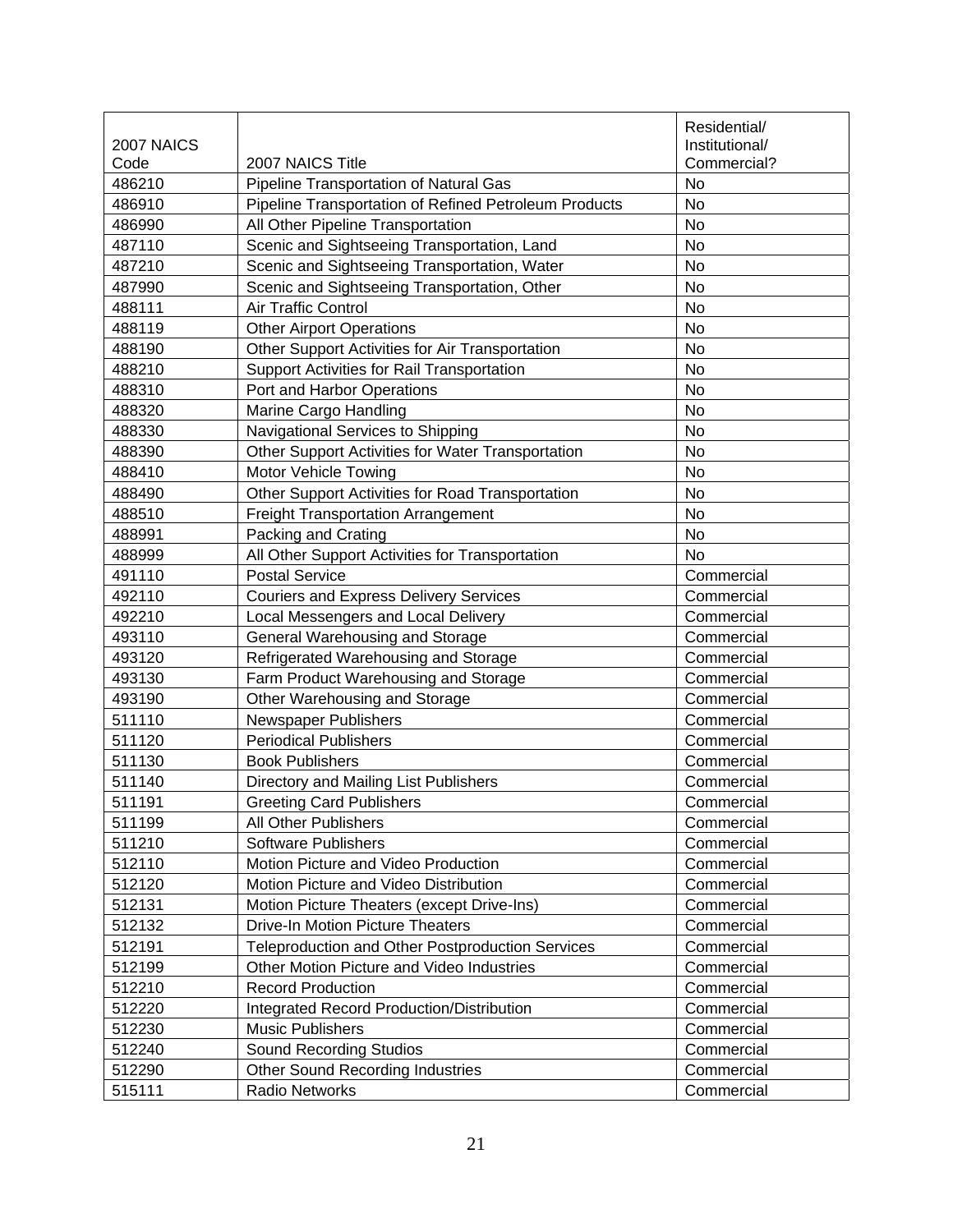| 2007 NAICS Code | 2007 NAICS Title | Residential/ Institutional/ Commercial? |
|---|---|---|
| 486210 | Pipeline Transportation of Natural Gas | No |
| 486910 | Pipeline Transportation of Refined Petroleum Products | No |
| 486990 | All Other Pipeline Transportation | No |
| 487110 | Scenic and Sightseeing Transportation, Land | No |
| 487210 | Scenic and Sightseeing Transportation, Water | No |
| 487990 | Scenic and Sightseeing Transportation, Other | No |
| 488111 | Air Traffic Control | No |
| 488119 | Other Airport Operations | No |
| 488190 | Other Support Activities for Air Transportation | No |
| 488210 | Support Activities for Rail Transportation | No |
| 488310 | Port and Harbor Operations | No |
| 488320 | Marine Cargo Handling | No |
| 488330 | Navigational Services to Shipping | No |
| 488390 | Other Support Activities for Water Transportation | No |
| 488410 | Motor Vehicle Towing | No |
| 488490 | Other Support Activities for Road Transportation | No |
| 488510 | Freight Transportation Arrangement | No |
| 488991 | Packing and Crating | No |
| 488999 | All Other Support Activities for Transportation | No |
| 491110 | Postal Service | Commercial |
| 492110 | Couriers and Express Delivery Services | Commercial |
| 492210 | Local Messengers and Local Delivery | Commercial |
| 493110 | General Warehousing and Storage | Commercial |
| 493120 | Refrigerated Warehousing and Storage | Commercial |
| 493130 | Farm Product Warehousing and Storage | Commercial |
| 493190 | Other Warehousing and Storage | Commercial |
| 511110 | Newspaper Publishers | Commercial |
| 511120 | Periodical Publishers | Commercial |
| 511130 | Book Publishers | Commercial |
| 511140 | Directory and Mailing List Publishers | Commercial |
| 511191 | Greeting Card Publishers | Commercial |
| 511199 | All Other Publishers | Commercial |
| 511210 | Software Publishers | Commercial |
| 512110 | Motion Picture and Video Production | Commercial |
| 512120 | Motion Picture and Video Distribution | Commercial |
| 512131 | Motion Picture Theaters (except Drive-Ins) | Commercial |
| 512132 | Drive-In Motion Picture Theaters | Commercial |
| 512191 | Teleproduction and Other Postproduction Services | Commercial |
| 512199 | Other Motion Picture and Video Industries | Commercial |
| 512210 | Record Production | Commercial |
| 512220 | Integrated Record Production/Distribution | Commercial |
| 512230 | Music Publishers | Commercial |
| 512240 | Sound Recording Studios | Commercial |
| 512290 | Other Sound Recording Industries | Commercial |
| 515111 | Radio Networks | Commercial |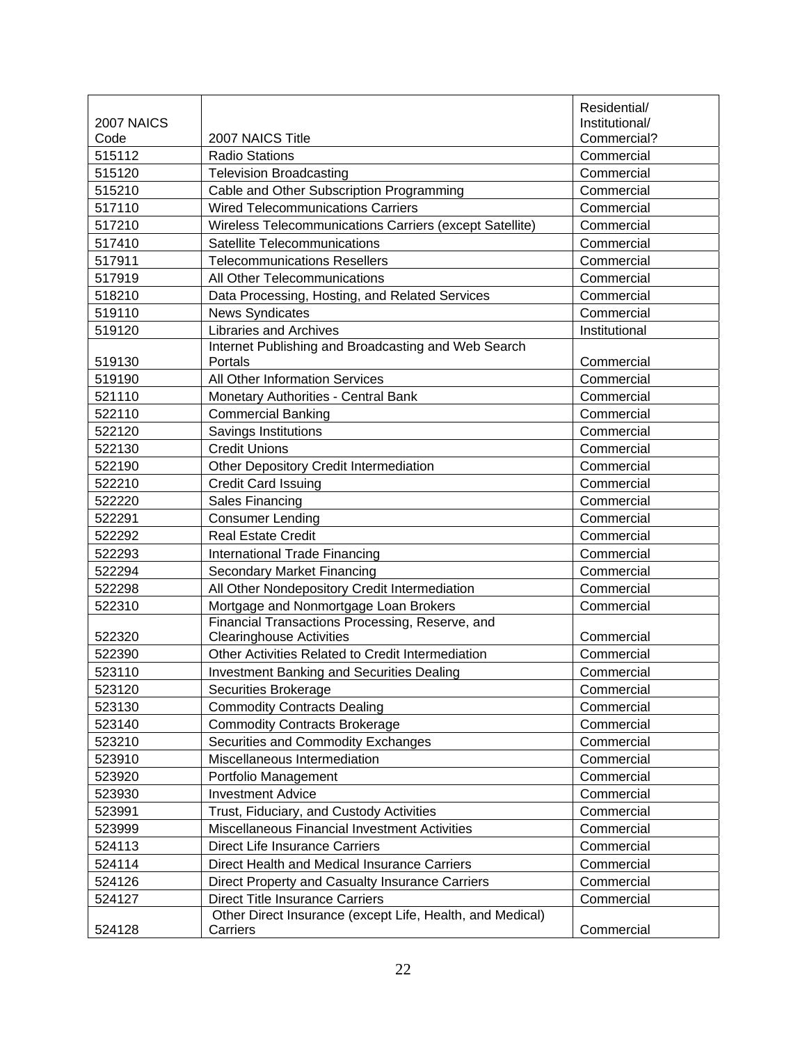| 2007 NAICS Code | 2007 NAICS Title | Residential/ Institutional/ Commercial? |
|---|---|---|
| 515112 | Radio Stations | Commercial |
| 515120 | Television Broadcasting | Commercial |
| 515210 | Cable and Other Subscription Programming | Commercial |
| 517110 | Wired Telecommunications Carriers | Commercial |
| 517210 | Wireless Telecommunications Carriers (except Satellite) | Commercial |
| 517410 | Satellite Telecommunications | Commercial |
| 517911 | Telecommunications Resellers | Commercial |
| 517919 | All Other Telecommunications | Commercial |
| 518210 | Data Processing, Hosting, and Related Services | Commercial |
| 519110 | News Syndicates | Commercial |
| 519120 | Libraries and Archives | Institutional |
| 519130 | Internet Publishing and Broadcasting and Web Search Portals | Commercial |
| 519190 | All Other Information Services | Commercial |
| 521110 | Monetary Authorities - Central Bank | Commercial |
| 522110 | Commercial Banking | Commercial |
| 522120 | Savings Institutions | Commercial |
| 522130 | Credit Unions | Commercial |
| 522190 | Other Depository Credit Intermediation | Commercial |
| 522210 | Credit Card Issuing | Commercial |
| 522220 | Sales Financing | Commercial |
| 522291 | Consumer Lending | Commercial |
| 522292 | Real Estate Credit | Commercial |
| 522293 | International Trade Financing | Commercial |
| 522294 | Secondary Market Financing | Commercial |
| 522298 | All Other Nondepository Credit Intermediation | Commercial |
| 522310 | Mortgage and Nonmortgage Loan Brokers | Commercial |
| 522320 | Financial Transactions Processing, Reserve, and Clearinghouse Activities | Commercial |
| 522390 | Other Activities Related to Credit Intermediation | Commercial |
| 523110 | Investment Banking and Securities Dealing | Commercial |
| 523120 | Securities Brokerage | Commercial |
| 523130 | Commodity Contracts Dealing | Commercial |
| 523140 | Commodity Contracts Brokerage | Commercial |
| 523210 | Securities and Commodity Exchanges | Commercial |
| 523910 | Miscellaneous Intermediation | Commercial |
| 523920 | Portfolio Management | Commercial |
| 523930 | Investment Advice | Commercial |
| 523991 | Trust, Fiduciary, and Custody Activities | Commercial |
| 523999 | Miscellaneous Financial Investment Activities | Commercial |
| 524113 | Direct Life Insurance Carriers | Commercial |
| 524114 | Direct Health and Medical Insurance Carriers | Commercial |
| 524126 | Direct Property and Casualty Insurance Carriers | Commercial |
| 524127 | Direct Title Insurance Carriers | Commercial |
| 524128 | Other Direct Insurance (except Life, Health, and Medical) Carriers | Commercial |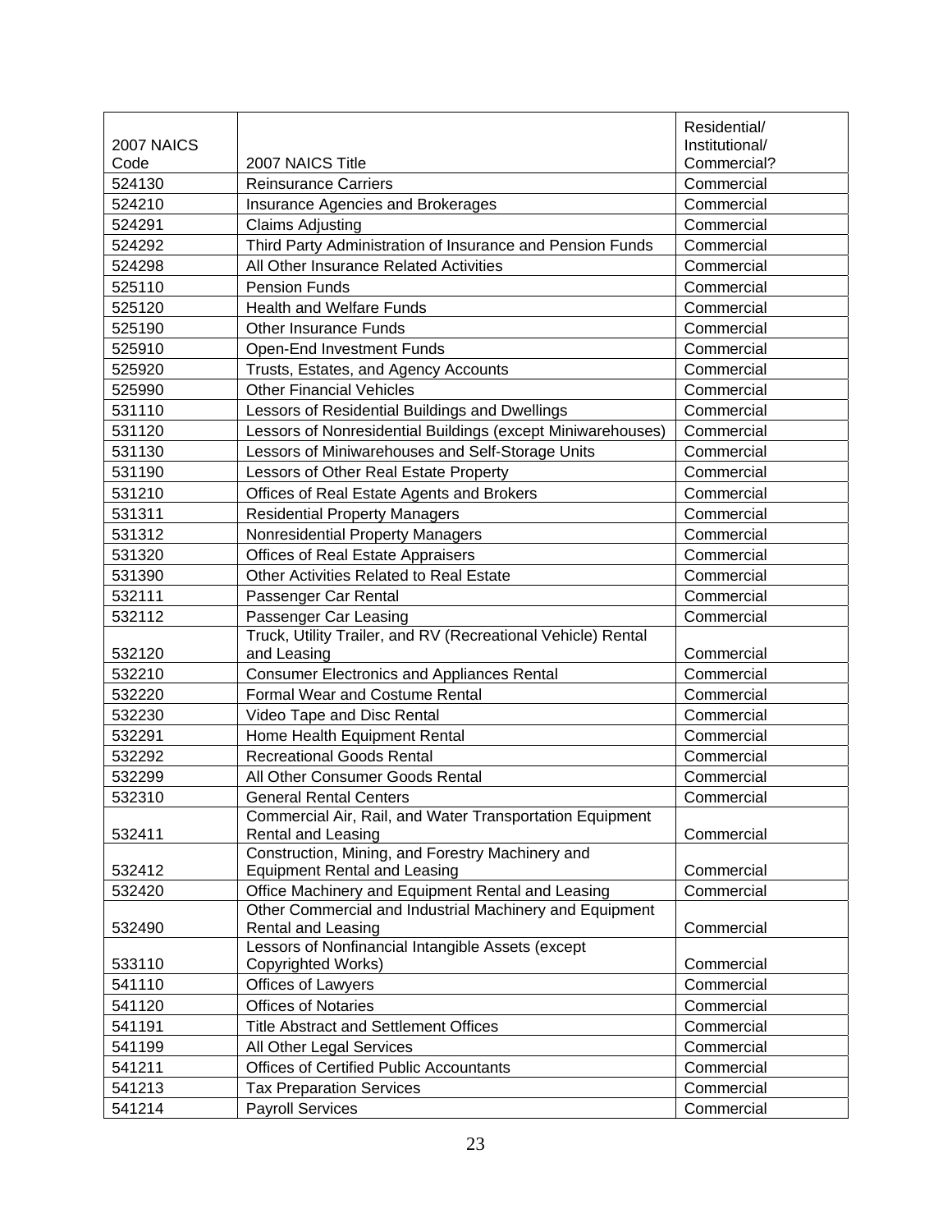| 2007 NAICS Code | 2007 NAICS Title | Residential/ Institutional/ Commercial? |
|---|---|---|
| 524130 | Reinsurance Carriers | Commercial |
| 524210 | Insurance Agencies and Brokerages | Commercial |
| 524291 | Claims Adjusting | Commercial |
| 524292 | Third Party Administration of Insurance and Pension Funds | Commercial |
| 524298 | All Other Insurance Related Activities | Commercial |
| 525110 | Pension Funds | Commercial |
| 525120 | Health and Welfare Funds | Commercial |
| 525190 | Other Insurance Funds | Commercial |
| 525910 | Open-End Investment Funds | Commercial |
| 525920 | Trusts, Estates, and Agency Accounts | Commercial |
| 525990 | Other Financial Vehicles | Commercial |
| 531110 | Lessors of Residential Buildings and Dwellings | Commercial |
| 531120 | Lessors of Nonresidential Buildings (except Miniwarehouses) | Commercial |
| 531130 | Lessors of Miniwarehouses and Self-Storage Units | Commercial |
| 531190 | Lessors of Other Real Estate Property | Commercial |
| 531210 | Offices of Real Estate Agents and Brokers | Commercial |
| 531311 | Residential Property Managers | Commercial |
| 531312 | Nonresidential Property Managers | Commercial |
| 531320 | Offices of Real Estate Appraisers | Commercial |
| 531390 | Other Activities Related to Real Estate | Commercial |
| 532111 | Passenger Car Rental | Commercial |
| 532112 | Passenger Car Leasing | Commercial |
| 532120 | Truck, Utility Trailer, and RV (Recreational Vehicle) Rental and Leasing | Commercial |
| 532210 | Consumer Electronics and Appliances Rental | Commercial |
| 532220 | Formal Wear and Costume Rental | Commercial |
| 532230 | Video Tape and Disc Rental | Commercial |
| 532291 | Home Health Equipment Rental | Commercial |
| 532292 | Recreational Goods Rental | Commercial |
| 532299 | All Other Consumer Goods Rental | Commercial |
| 532310 | General Rental Centers | Commercial |
| 532411 | Commercial Air, Rail, and Water Transportation Equipment Rental and Leasing | Commercial |
| 532412 | Construction, Mining, and Forestry Machinery and Equipment Rental and Leasing | Commercial |
| 532420 | Office Machinery and Equipment Rental and Leasing | Commercial |
| 532490 | Other Commercial and Industrial Machinery and Equipment Rental and Leasing | Commercial |
| 533110 | Lessors of Nonfinancial Intangible Assets (except Copyrighted Works) | Commercial |
| 541110 | Offices of Lawyers | Commercial |
| 541120 | Offices of Notaries | Commercial |
| 541191 | Title Abstract and Settlement Offices | Commercial |
| 541199 | All Other Legal Services | Commercial |
| 541211 | Offices of Certified Public Accountants | Commercial |
| 541213 | Tax Preparation Services | Commercial |
| 541214 | Payroll Services | Commercial |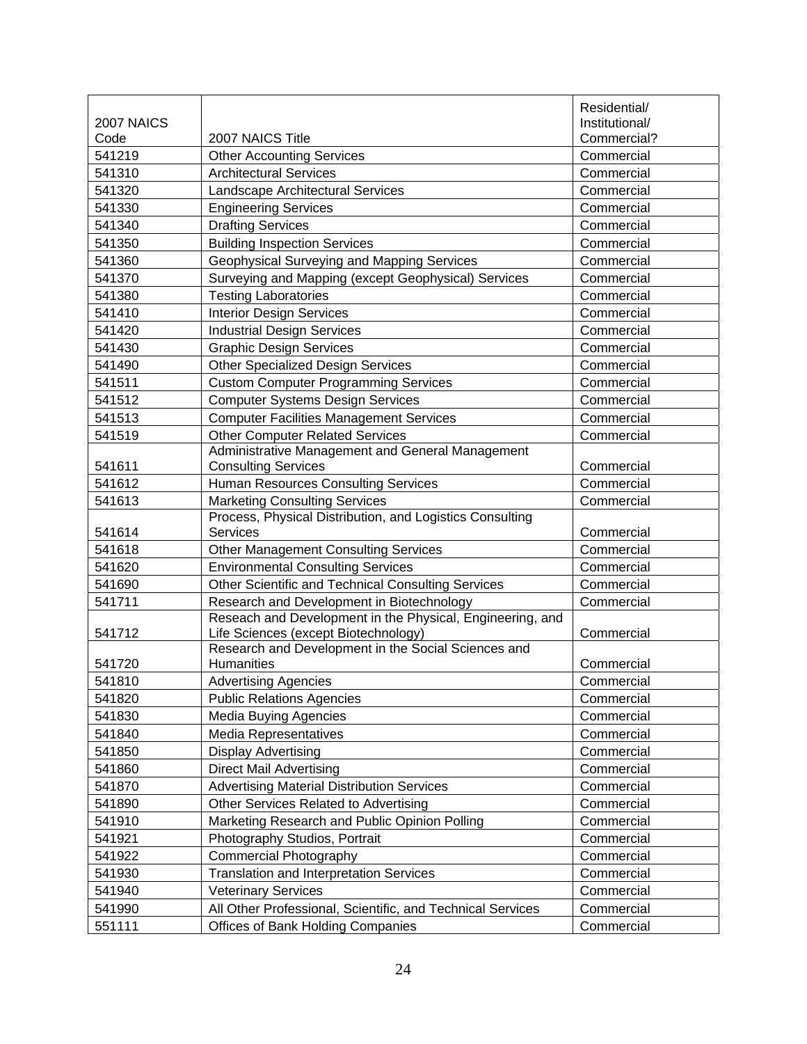| 2007 NAICS Code | 2007 NAICS Title | Residential/ Institutional/ Commercial? |
|---|---|---|
| 541219 | Other Accounting Services | Commercial |
| 541310 | Architectural Services | Commercial |
| 541320 | Landscape Architectural Services | Commercial |
| 541330 | Engineering Services | Commercial |
| 541340 | Drafting Services | Commercial |
| 541350 | Building Inspection Services | Commercial |
| 541360 | Geophysical Surveying and Mapping Services | Commercial |
| 541370 | Surveying and Mapping (except Geophysical) Services | Commercial |
| 541380 | Testing Laboratories | Commercial |
| 541410 | Interior Design Services | Commercial |
| 541420 | Industrial Design Services | Commercial |
| 541430 | Graphic Design Services | Commercial |
| 541490 | Other Specialized Design Services | Commercial |
| 541511 | Custom Computer Programming Services | Commercial |
| 541512 | Computer Systems Design Services | Commercial |
| 541513 | Computer Facilities Management Services | Commercial |
| 541519 | Other Computer Related Services | Commercial |
| 541611 | Administrative Management and General Management Consulting Services | Commercial |
| 541612 | Human Resources Consulting Services | Commercial |
| 541613 | Marketing Consulting Services | Commercial |
| 541614 | Process, Physical Distribution, and Logistics Consulting Services | Commercial |
| 541618 | Other Management Consulting Services | Commercial |
| 541620 | Environmental Consulting Services | Commercial |
| 541690 | Other Scientific and Technical Consulting Services | Commercial |
| 541711 | Research and Development in Biotechnology | Commercial |
| 541712 | Reseach and Development in the Physical, Engineering, and Life Sciences (except Biotechnology) | Commercial |
| 541720 | Research and Development in the Social Sciences and Humanities | Commercial |
| 541810 | Advertising Agencies | Commercial |
| 541820 | Public Relations Agencies | Commercial |
| 541830 | Media Buying Agencies | Commercial |
| 541840 | Media Representatives | Commercial |
| 541850 | Display Advertising | Commercial |
| 541860 | Direct Mail Advertising | Commercial |
| 541870 | Advertising Material Distribution Services | Commercial |
| 541890 | Other Services Related to Advertising | Commercial |
| 541910 | Marketing Research and Public Opinion Polling | Commercial |
| 541921 | Photography Studios, Portrait | Commercial |
| 541922 | Commercial Photography | Commercial |
| 541930 | Translation and Interpretation Services | Commercial |
| 541940 | Veterinary Services | Commercial |
| 541990 | All Other Professional, Scientific, and Technical Services | Commercial |
| 551111 | Offices of Bank Holding Companies | Commercial |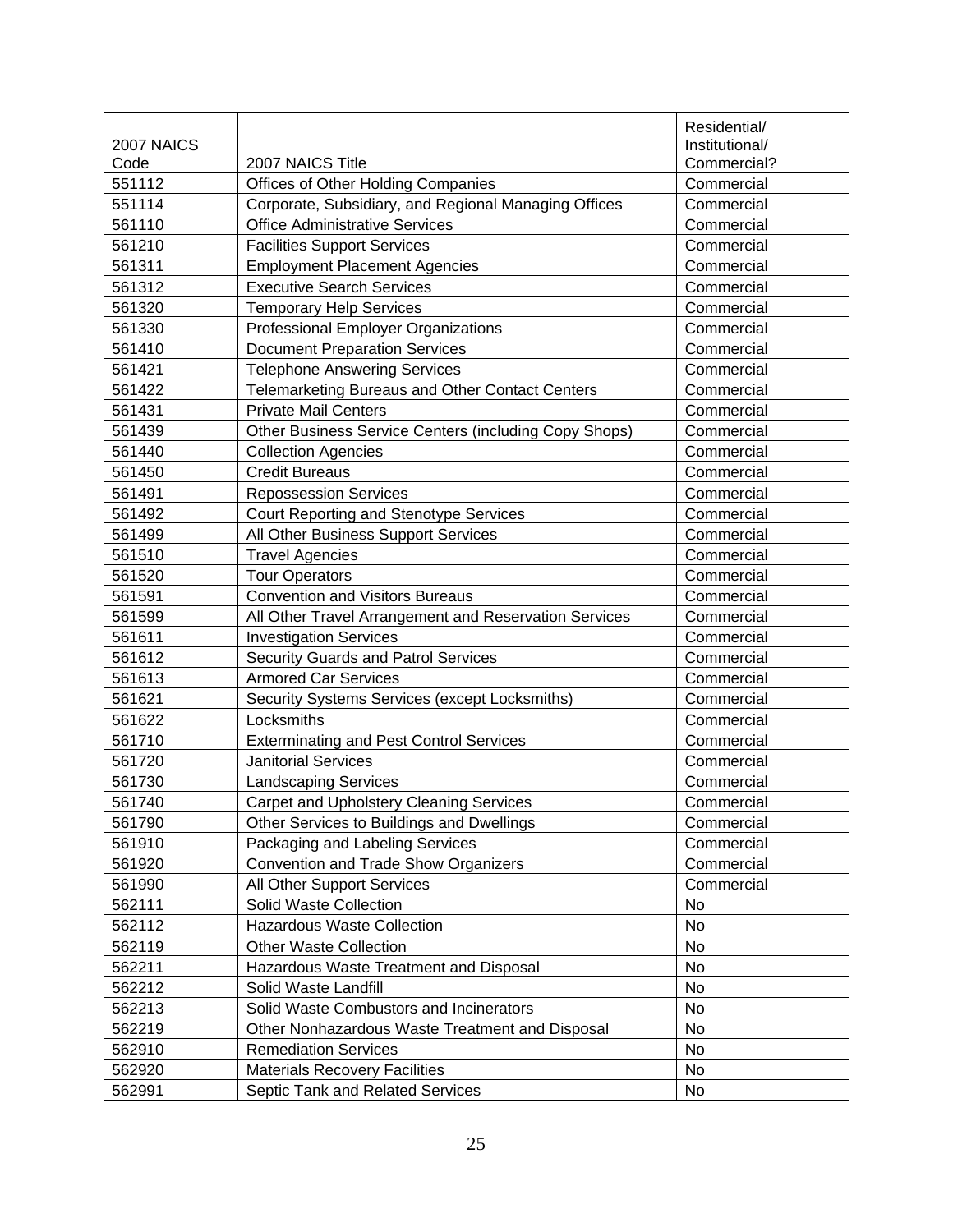| 2007 NAICS Code | 2007 NAICS Title | Residential/ Institutional/ Commercial? |
|---|---|---|
| 551112 | Offices of Other Holding Companies | Commercial |
| 551114 | Corporate, Subsidiary, and Regional Managing Offices | Commercial |
| 561110 | Office Administrative Services | Commercial |
| 561210 | Facilities Support Services | Commercial |
| 561311 | Employment Placement Agencies | Commercial |
| 561312 | Executive Search Services | Commercial |
| 561320 | Temporary Help Services | Commercial |
| 561330 | Professional Employer Organizations | Commercial |
| 561410 | Document Preparation Services | Commercial |
| 561421 | Telephone Answering Services | Commercial |
| 561422 | Telemarketing Bureaus and Other Contact Centers | Commercial |
| 561431 | Private Mail Centers | Commercial |
| 561439 | Other Business Service Centers (including Copy Shops) | Commercial |
| 561440 | Collection Agencies | Commercial |
| 561450 | Credit Bureaus | Commercial |
| 561491 | Repossession Services | Commercial |
| 561492 | Court Reporting and Stenotype Services | Commercial |
| 561499 | All Other Business Support Services | Commercial |
| 561510 | Travel Agencies | Commercial |
| 561520 | Tour Operators | Commercial |
| 561591 | Convention and Visitors Bureaus | Commercial |
| 561599 | All Other Travel Arrangement and Reservation Services | Commercial |
| 561611 | Investigation Services | Commercial |
| 561612 | Security Guards and Patrol Services | Commercial |
| 561613 | Armored Car Services | Commercial |
| 561621 | Security Systems Services (except Locksmiths) | Commercial |
| 561622 | Locksmiths | Commercial |
| 561710 | Exterminating and Pest Control Services | Commercial |
| 561720 | Janitorial Services | Commercial |
| 561730 | Landscaping Services | Commercial |
| 561740 | Carpet and Upholstery Cleaning Services | Commercial |
| 561790 | Other Services to Buildings and Dwellings | Commercial |
| 561910 | Packaging and Labeling Services | Commercial |
| 561920 | Convention and Trade Show Organizers | Commercial |
| 561990 | All Other Support Services | Commercial |
| 562111 | Solid Waste Collection | No |
| 562112 | Hazardous Waste Collection | No |
| 562119 | Other Waste Collection | No |
| 562211 | Hazardous Waste Treatment and Disposal | No |
| 562212 | Solid Waste Landfill | No |
| 562213 | Solid Waste Combustors and Incinerators | No |
| 562219 | Other Nonhazardous Waste Treatment and Disposal | No |
| 562910 | Remediation Services | No |
| 562920 | Materials Recovery Facilities | No |
| 562991 | Septic Tank and Related Services | No |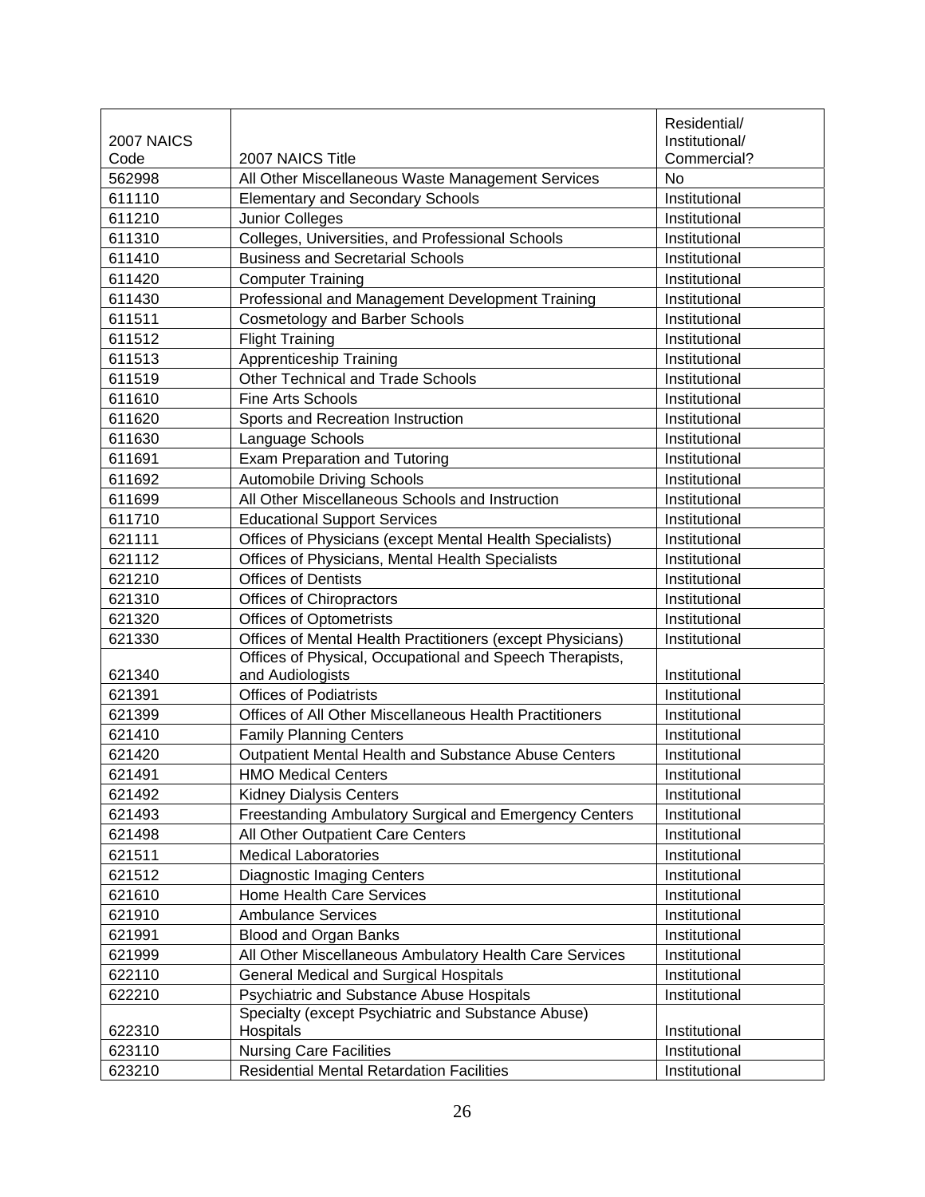| 2007 NAICS Code | 2007 NAICS Title | Residential/ Institutional/ Commercial? |
|---|---|---|
| 562998 | All Other Miscellaneous Waste Management Services | No |
| 611110 | Elementary and Secondary Schools | Institutional |
| 611210 | Junior Colleges | Institutional |
| 611310 | Colleges, Universities, and Professional Schools | Institutional |
| 611410 | Business and Secretarial Schools | Institutional |
| 611420 | Computer Training | Institutional |
| 611430 | Professional and Management Development Training | Institutional |
| 611511 | Cosmetology and Barber Schools | Institutional |
| 611512 | Flight Training | Institutional |
| 611513 | Apprenticeship Training | Institutional |
| 611519 | Other Technical and Trade Schools | Institutional |
| 611610 | Fine Arts Schools | Institutional |
| 611620 | Sports and Recreation Instruction | Institutional |
| 611630 | Language Schools | Institutional |
| 611691 | Exam Preparation and Tutoring | Institutional |
| 611692 | Automobile Driving Schools | Institutional |
| 611699 | All Other Miscellaneous Schools and Instruction | Institutional |
| 611710 | Educational Support Services | Institutional |
| 621111 | Offices of Physicians (except Mental Health Specialists) | Institutional |
| 621112 | Offices of Physicians, Mental Health Specialists | Institutional |
| 621210 | Offices of Dentists | Institutional |
| 621310 | Offices of Chiropractors | Institutional |
| 621320 | Offices of Optometrists | Institutional |
| 621330 | Offices of Mental Health Practitioners (except Physicians) | Institutional |
| 621340 | Offices of Physical, Occupational and Speech Therapists, and Audiologists | Institutional |
| 621391 | Offices of Podiatrists | Institutional |
| 621399 | Offices of All Other Miscellaneous Health Practitioners | Institutional |
| 621410 | Family Planning Centers | Institutional |
| 621420 | Outpatient Mental Health and Substance Abuse Centers | Institutional |
| 621491 | HMO Medical Centers | Institutional |
| 621492 | Kidney Dialysis Centers | Institutional |
| 621493 | Freestanding Ambulatory Surgical and Emergency Centers | Institutional |
| 621498 | All Other Outpatient Care Centers | Institutional |
| 621511 | Medical Laboratories | Institutional |
| 621512 | Diagnostic Imaging Centers | Institutional |
| 621610 | Home Health Care Services | Institutional |
| 621910 | Ambulance Services | Institutional |
| 621991 | Blood and Organ Banks | Institutional |
| 621999 | All Other Miscellaneous Ambulatory Health Care Services | Institutional |
| 622110 | General Medical and Surgical Hospitals | Institutional |
| 622210 | Psychiatric and Substance Abuse Hospitals | Institutional |
| 622310 | Specialty (except Psychiatric and Substance Abuse) Hospitals | Institutional |
| 623110 | Nursing Care Facilities | Institutional |
| 623210 | Residential Mental Retardation Facilities | Institutional |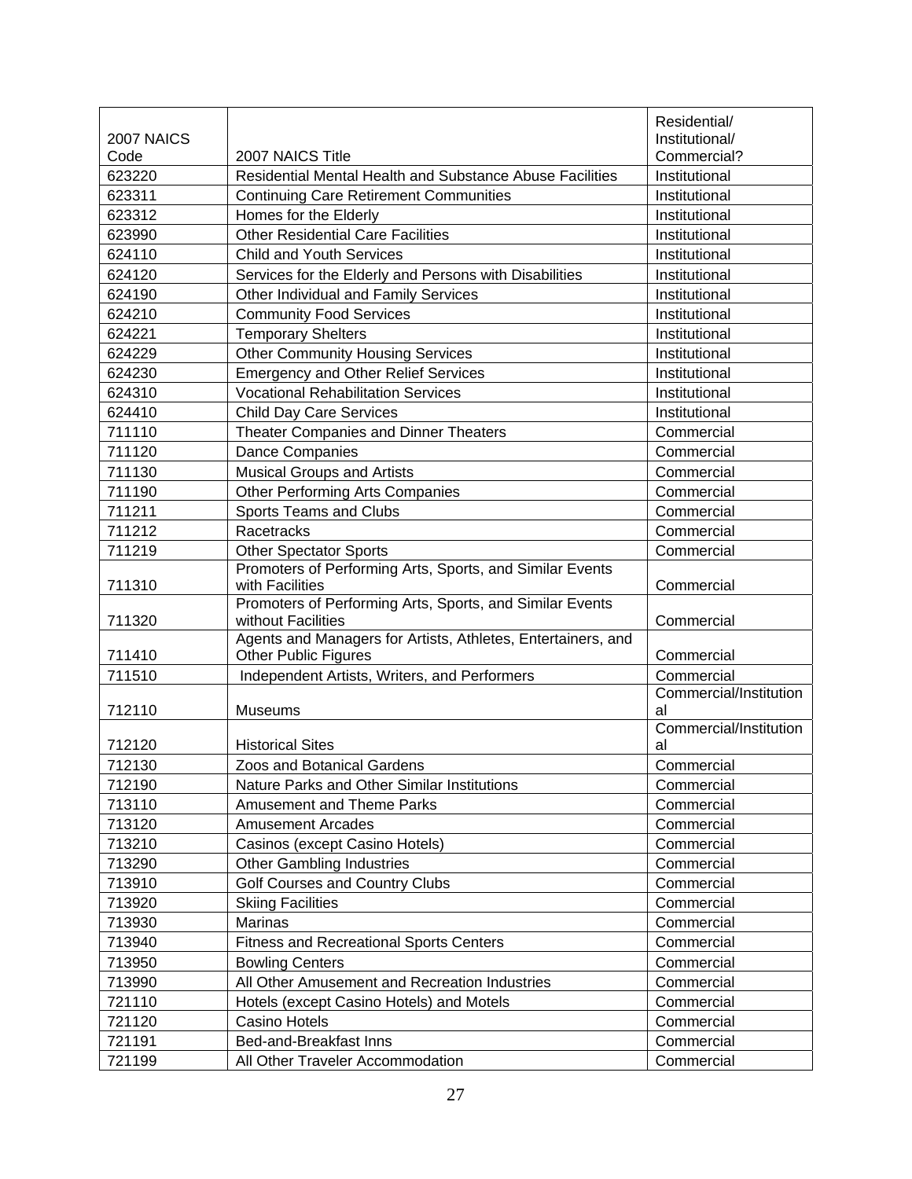| 2007 NAICS Code | 2007 NAICS Title | Residential/ Institutional/ Commercial? |
|---|---|---|
| 623220 | Residential Mental Health and Substance Abuse Facilities | Institutional |
| 623311 | Continuing Care Retirement Communities | Institutional |
| 623312 | Homes for the Elderly | Institutional |
| 623990 | Other Residential Care Facilities | Institutional |
| 624110 | Child and Youth Services | Institutional |
| 624120 | Services for the Elderly and Persons with Disabilities | Institutional |
| 624190 | Other Individual and Family Services | Institutional |
| 624210 | Community Food Services | Institutional |
| 624221 | Temporary Shelters | Institutional |
| 624229 | Other Community Housing Services | Institutional |
| 624230 | Emergency and Other Relief Services | Institutional |
| 624310 | Vocational Rehabilitation Services | Institutional |
| 624410 | Child Day Care Services | Institutional |
| 711110 | Theater Companies and Dinner Theaters | Commercial |
| 711120 | Dance Companies | Commercial |
| 711130 | Musical Groups and Artists | Commercial |
| 711190 | Other Performing Arts Companies | Commercial |
| 711211 | Sports Teams and Clubs | Commercial |
| 711212 | Racetracks | Commercial |
| 711219 | Other Spectator Sports | Commercial |
| 711310 | Promoters of Performing Arts, Sports, and Similar Events with Facilities | Commercial |
| 711320 | Promoters of Performing Arts, Sports, and Similar Events without Facilities | Commercial |
| 711410 | Agents and Managers for Artists, Athletes, Entertainers, and Other Public Figures | Commercial |
| 711510 | Independent Artists, Writers, and Performers | Commercial |
| 712110 | Museums | Commercial/Institutional |
| 712120 | Historical Sites | Commercial/Institutional |
| 712130 | Zoos and Botanical Gardens | Commercial |
| 712190 | Nature Parks and Other Similar Institutions | Commercial |
| 713110 | Amusement and Theme Parks | Commercial |
| 713120 | Amusement Arcades | Commercial |
| 713210 | Casinos (except Casino Hotels) | Commercial |
| 713290 | Other Gambling Industries | Commercial |
| 713910 | Golf Courses and Country Clubs | Commercial |
| 713920 | Skiing Facilities | Commercial |
| 713930 | Marinas | Commercial |
| 713940 | Fitness and Recreational Sports Centers | Commercial |
| 713950 | Bowling Centers | Commercial |
| 713990 | All Other Amusement and Recreation Industries | Commercial |
| 721110 | Hotels (except Casino Hotels) and Motels | Commercial |
| 721120 | Casino Hotels | Commercial |
| 721191 | Bed-and-Breakfast Inns | Commercial |
| 721199 | All Other Traveler Accommodation | Commercial |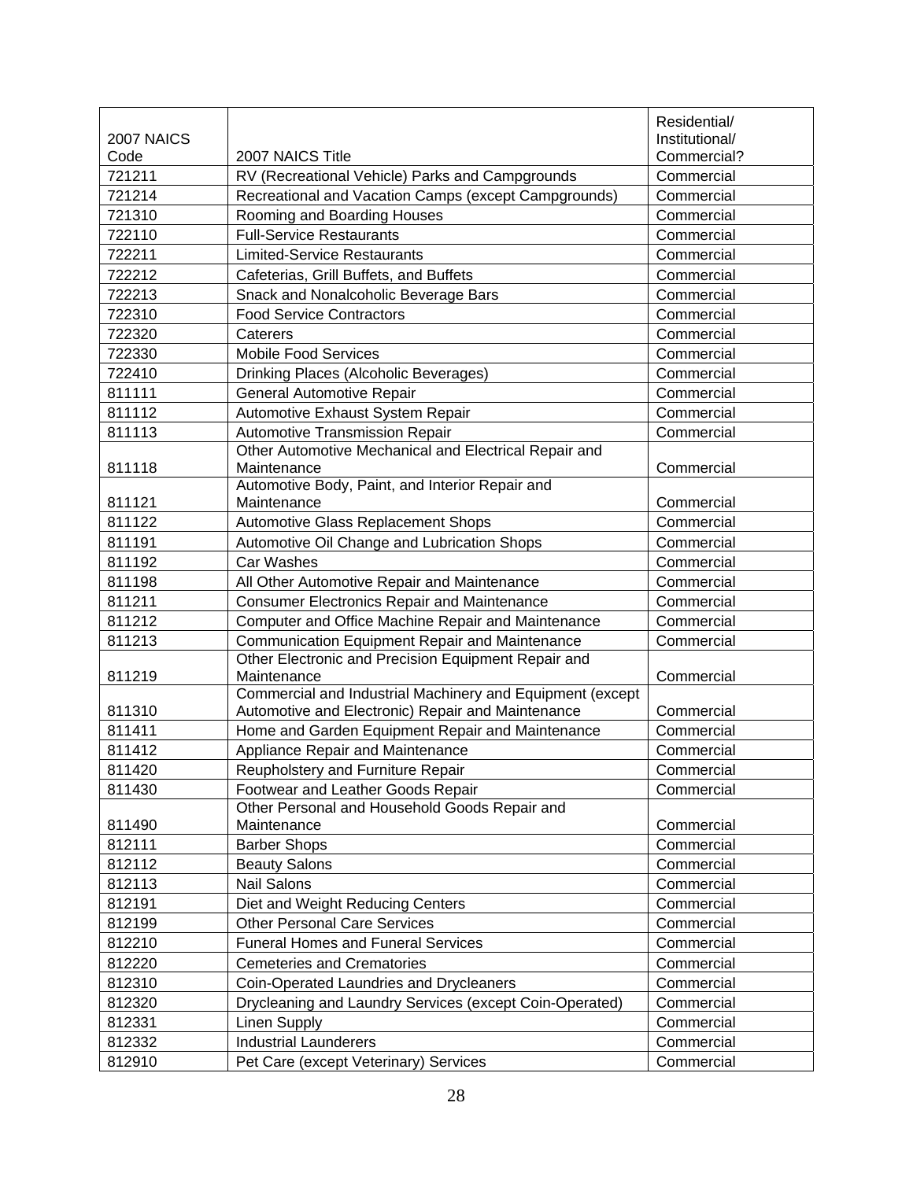| 2007 NAICS Code | 2007 NAICS Title | Residential/ Institutional/ Commercial? |
|---|---|---|
| 721211 | RV (Recreational Vehicle) Parks and Campgrounds | Commercial |
| 721214 | Recreational and Vacation Camps (except Campgrounds) | Commercial |
| 721310 | Rooming and Boarding Houses | Commercial |
| 722110 | Full-Service Restaurants | Commercial |
| 722211 | Limited-Service Restaurants | Commercial |
| 722212 | Cafeterias, Grill Buffets, and Buffets | Commercial |
| 722213 | Snack and Nonalcoholic Beverage Bars | Commercial |
| 722310 | Food Service Contractors | Commercial |
| 722320 | Caterers | Commercial |
| 722330 | Mobile Food Services | Commercial |
| 722410 | Drinking Places (Alcoholic Beverages) | Commercial |
| 811111 | General Automotive Repair | Commercial |
| 811112 | Automotive Exhaust System Repair | Commercial |
| 811113 | Automotive Transmission Repair | Commercial |
| 811118 | Other Automotive Mechanical and Electrical Repair and Maintenance | Commercial |
| 811121 | Automotive Body, Paint, and Interior Repair and Maintenance | Commercial |
| 811122 | Automotive Glass Replacement Shops | Commercial |
| 811191 | Automotive Oil Change and Lubrication Shops | Commercial |
| 811192 | Car Washes | Commercial |
| 811198 | All Other Automotive Repair and Maintenance | Commercial |
| 811211 | Consumer Electronics Repair and Maintenance | Commercial |
| 811212 | Computer and Office Machine Repair and Maintenance | Commercial |
| 811213 | Communication Equipment Repair and Maintenance | Commercial |
| 811219 | Other Electronic and Precision Equipment Repair and Maintenance | Commercial |
| 811310 | Commercial and Industrial Machinery and Equipment (except Automotive and Electronic) Repair and Maintenance | Commercial |
| 811411 | Home and Garden Equipment Repair and Maintenance | Commercial |
| 811412 | Appliance Repair and Maintenance | Commercial |
| 811420 | Reupholstery and Furniture Repair | Commercial |
| 811430 | Footwear and Leather Goods Repair | Commercial |
| 811490 | Other Personal and Household Goods Repair and Maintenance | Commercial |
| 812111 | Barber Shops | Commercial |
| 812112 | Beauty Salons | Commercial |
| 812113 | Nail Salons | Commercial |
| 812191 | Diet and Weight Reducing Centers | Commercial |
| 812199 | Other Personal Care Services | Commercial |
| 812210 | Funeral Homes and Funeral Services | Commercial |
| 812220 | Cemeteries and Crematories | Commercial |
| 812310 | Coin-Operated Laundries and Drycleaners | Commercial |
| 812320 | Drycleaning and Laundry Services (except Coin-Operated) | Commercial |
| 812331 | Linen Supply | Commercial |
| 812332 | Industrial Launderers | Commercial |
| 812910 | Pet Care (except Veterinary) Services | Commercial |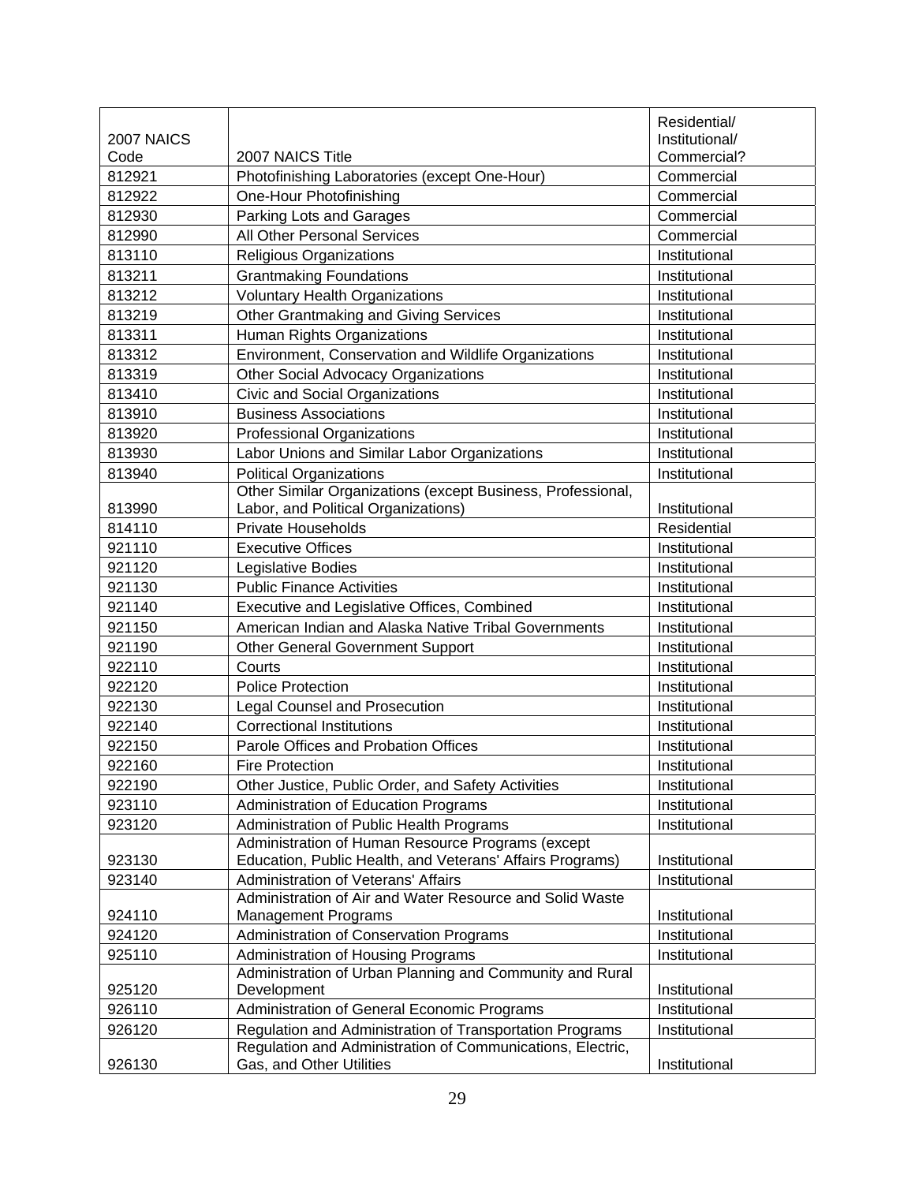| 2007 NAICS Code | 2007 NAICS Title | Residential/ Institutional/ Commercial? |
|---|---|---|
| 812921 | Photofinishing Laboratories (except One-Hour) | Commercial |
| 812922 | One-Hour Photofinishing | Commercial |
| 812930 | Parking Lots and Garages | Commercial |
| 812990 | All Other Personal Services | Commercial |
| 813110 | Religious Organizations | Institutional |
| 813211 | Grantmaking Foundations | Institutional |
| 813212 | Voluntary Health Organizations | Institutional |
| 813219 | Other Grantmaking and Giving Services | Institutional |
| 813311 | Human Rights Organizations | Institutional |
| 813312 | Environment, Conservation and Wildlife Organizations | Institutional |
| 813319 | Other Social Advocacy Organizations | Institutional |
| 813410 | Civic and Social Organizations | Institutional |
| 813910 | Business Associations | Institutional |
| 813920 | Professional Organizations | Institutional |
| 813930 | Labor Unions and Similar Labor Organizations | Institutional |
| 813940 | Political Organizations | Institutional |
| 813990 | Other Similar Organizations (except Business, Professional, Labor, and Political Organizations) | Institutional |
| 814110 | Private Households | Residential |
| 921110 | Executive Offices | Institutional |
| 921120 | Legislative Bodies | Institutional |
| 921130 | Public Finance Activities | Institutional |
| 921140 | Executive and Legislative Offices, Combined | Institutional |
| 921150 | American Indian and Alaska Native Tribal Governments | Institutional |
| 921190 | Other General Government Support | Institutional |
| 922110 | Courts | Institutional |
| 922120 | Police Protection | Institutional |
| 922130 | Legal Counsel and Prosecution | Institutional |
| 922140 | Correctional Institutions | Institutional |
| 922150 | Parole Offices and Probation Offices | Institutional |
| 922160 | Fire Protection | Institutional |
| 922190 | Other Justice, Public Order, and Safety Activities | Institutional |
| 923110 | Administration of Education Programs | Institutional |
| 923120 | Administration of Public Health Programs | Institutional |
| 923130 | Administration of Human Resource Programs (except Education, Public Health, and Veterans' Affairs Programs) | Institutional |
| 923140 | Administration of Veterans' Affairs | Institutional |
| 924110 | Administration of Air and Water Resource and Solid Waste Management Programs | Institutional |
| 924120 | Administration of Conservation Programs | Institutional |
| 925110 | Administration of Housing Programs | Institutional |
| 925120 | Administration of Urban Planning and Community and Rural Development | Institutional |
| 926110 | Administration of General Economic Programs | Institutional |
| 926120 | Regulation and Administration of Transportation Programs | Institutional |
| 926130 | Regulation and Administration of Communications, Electric, Gas, and Other Utilities | Institutional |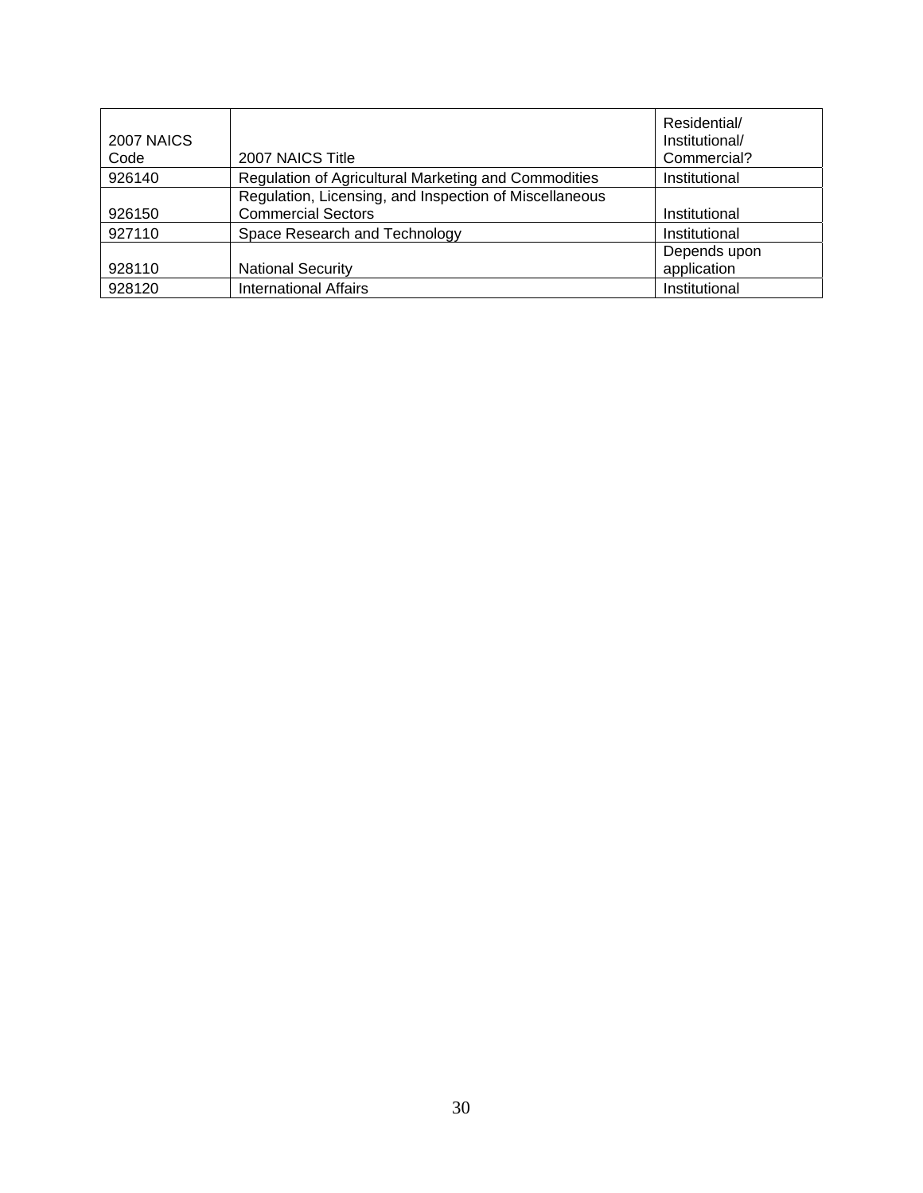| 2007 NAICS Code | 2007 NAICS Title | Residential/ Institutional/ Commercial? |
| --- | --- | --- |
| 926140 | Regulation of Agricultural Marketing and Commodities | Institutional |
| 926150 | Regulation, Licensing, and Inspection of Miscellaneous Commercial Sectors | Institutional |
| 927110 | Space Research and Technology | Institutional |
| 928110 | National Security | Depends upon application |
| 928120 | International Affairs | Institutional |